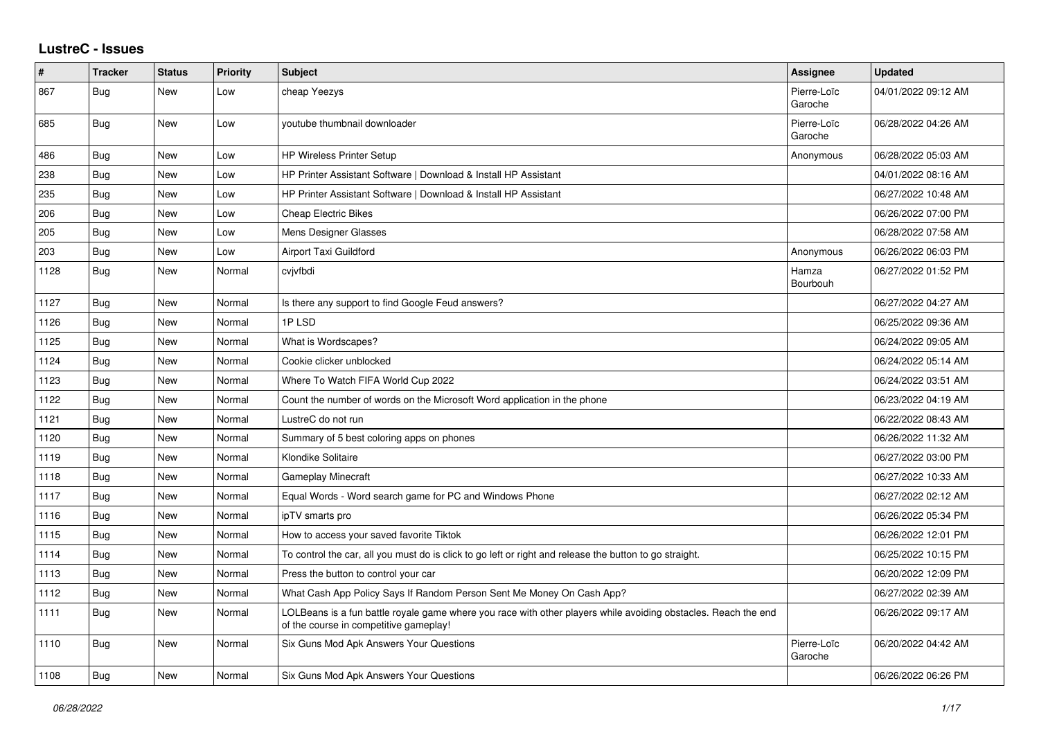# LustreC - Issues

| # | Tracker | Status | Priority | Subject | Assignee | Updated |
|---|---|---|---|---|---|---|
| 867 | Bug | New | Low | cheap Yeezys | Pierre-Loïc Garoche | 04/01/2022 09:12 AM |
| 685 | Bug | New | Low | youtube thumbnail downloader | Pierre-Loïc Garoche | 06/28/2022 04:26 AM |
| 486 | Bug | New | Low | HP Wireless Printer Setup | Anonymous | 06/28/2022 05:03 AM |
| 238 | Bug | New | Low | HP Printer Assistant Software \| Download & Install HP Assistant | | 04/01/2022 08:16 AM |
| 235 | Bug | New | Low | HP Printer Assistant Software \| Download & Install HP Assistant | | 06/27/2022 10:48 AM |
| 206 | Bug | New | Low | Cheap Electric Bikes | | 06/26/2022 07:00 PM |
| 205 | Bug | New | Low | Mens Designer Glasses | | 06/28/2022 07:58 AM |
| 203 | Bug | New | Low | Airport Taxi Guildford | Anonymous | 06/26/2022 06:03 PM |
| 1128 | Bug | New | Normal | cvjvfbdi | Hamza Bourbouh | 06/27/2022 01:52 PM |
| 1127 | Bug | New | Normal | Is there any support to find Google Feud answers? | | 06/27/2022 04:27 AM |
| 1126 | Bug | New | Normal | 1P LSD | | 06/25/2022 09:36 AM |
| 1125 | Bug | New | Normal | What is Wordscapes? | | 06/24/2022 09:05 AM |
| 1124 | Bug | New | Normal | Cookie clicker unblocked | | 06/24/2022 05:14 AM |
| 1123 | Bug | New | Normal | Where To Watch FIFA World Cup 2022 | | 06/24/2022 03:51 AM |
| 1122 | Bug | New | Normal | Count the number of words on the Microsoft Word application in the phone | | 06/23/2022 04:19 AM |
| 1121 | Bug | New | Normal | LustreC do not run | | 06/22/2022 08:43 AM |
| 1120 | Bug | New | Normal | Summary of 5 best coloring apps on phones | | 06/26/2022 11:32 AM |
| 1119 | Bug | New | Normal | Klondike Solitaire | | 06/27/2022 03:00 PM |
| 1118 | Bug | New | Normal | Gameplay Minecraft | | 06/27/2022 10:33 AM |
| 1117 | Bug | New | Normal | Equal Words - Word search game for PC and Windows Phone | | 06/27/2022 02:12 AM |
| 1116 | Bug | New | Normal | ipTV smarts pro | | 06/26/2022 05:34 PM |
| 1115 | Bug | New | Normal | How to access your saved favorite Tiktok | | 06/26/2022 12:01 PM |
| 1114 | Bug | New | Normal | To control the car, all you must do is click to go left or right and release the button to go straight. | | 06/25/2022 10:15 PM |
| 1113 | Bug | New | Normal | Press the button to control your car | | 06/20/2022 12:09 PM |
| 1112 | Bug | New | Normal | What Cash App Policy Says If Random Person Sent Me Money On Cash App? | | 06/27/2022 02:39 AM |
| 1111 | Bug | New | Normal | LOLBeans is a fun battle royale game where you race with other players while avoiding obstacles. Reach the end of the course in competitive gameplay! | | 06/26/2022 09:17 AM |
| 1110 | Bug | New | Normal | Six Guns Mod Apk Answers Your Questions | Pierre-Loïc Garoche | 06/20/2022 04:42 AM |
| 1108 | Bug | New | Normal | Six Guns Mod Apk Answers Your Questions | | 06/26/2022 06:26 PM |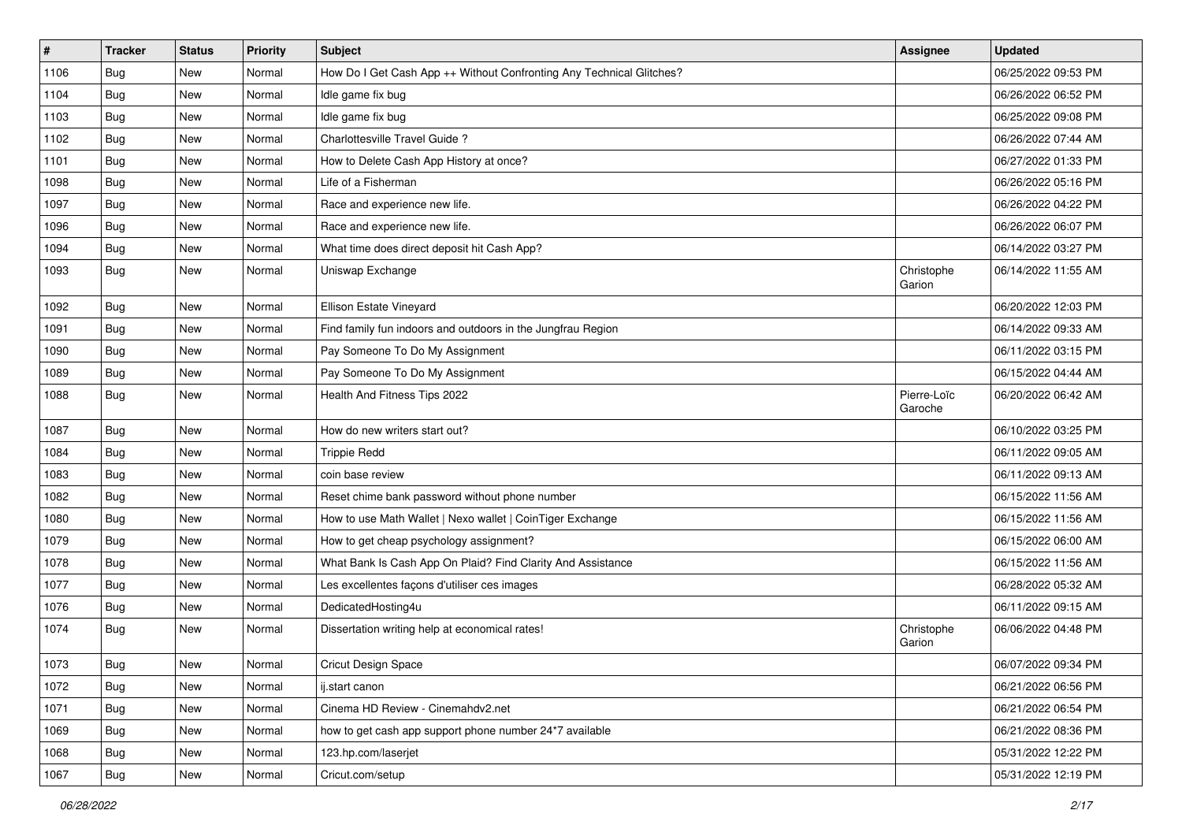| # | Tracker | Status | Priority | Subject | Assignee | Updated |
|---|---|---|---|---|---|---|
| 1106 | Bug | New | Normal | How Do I Get Cash App ++ Without Confronting Any Technical Glitches? | | 06/25/2022 09:53 PM |
| 1104 | Bug | New | Normal | Idle game fix bug | | 06/26/2022 06:52 PM |
| 1103 | Bug | New | Normal | Idle game fix bug | | 06/25/2022 09:08 PM |
| 1102 | Bug | New | Normal | Charlottesville Travel Guide ? | | 06/26/2022 07:44 AM |
| 1101 | Bug | New | Normal | How to Delete Cash App History at once? | | 06/27/2022 01:33 PM |
| 1098 | Bug | New | Normal | Life of a Fisherman | | 06/26/2022 05:16 PM |
| 1097 | Bug | New | Normal | Race and experience new life. | | 06/26/2022 04:22 PM |
| 1096 | Bug | New | Normal | Race and experience new life. | | 06/26/2022 06:07 PM |
| 1094 | Bug | New | Normal | What time does direct deposit hit Cash App? | | 06/14/2022 03:27 PM |
| 1093 | Bug | New | Normal | Uniswap Exchange | Christophe Garion | 06/14/2022 11:55 AM |
| 1092 | Bug | New | Normal | Ellison Estate Vineyard | | 06/20/2022 12:03 PM |
| 1091 | Bug | New | Normal | Find family fun indoors and outdoors in the Jungfrau Region | | 06/14/2022 09:33 AM |
| 1090 | Bug | New | Normal | Pay Someone To Do My Assignment | | 06/11/2022 03:15 PM |
| 1089 | Bug | New | Normal | Pay Someone To Do My Assignment | | 06/15/2022 04:44 AM |
| 1088 | Bug | New | Normal | Health And Fitness Tips 2022 | Pierre-Loïc Garoche | 06/20/2022 06:42 AM |
| 1087 | Bug | New | Normal | How do new writers start out? | | 06/10/2022 03:25 PM |
| 1084 | Bug | New | Normal | Trippie Redd | | 06/11/2022 09:05 AM |
| 1083 | Bug | New | Normal | coin base review | | 06/11/2022 09:13 AM |
| 1082 | Bug | New | Normal | Reset chime bank password without phone number | | 06/15/2022 11:56 AM |
| 1080 | Bug | New | Normal | How to use Math Wallet \| Nexo wallet \| CoinTiger Exchange | | 06/15/2022 11:56 AM |
| 1079 | Bug | New | Normal | How to get cheap psychology assignment? | | 06/15/2022 06:00 AM |
| 1078 | Bug | New | Normal | What Bank Is Cash App On Plaid? Find Clarity And Assistance | | 06/15/2022 11:56 AM |
| 1077 | Bug | New | Normal | Les excellentes façons d'utiliser ces images | | 06/28/2022 05:32 AM |
| 1076 | Bug | New | Normal | DedicatedHosting4u | | 06/11/2022 09:15 AM |
| 1074 | Bug | New | Normal | Dissertation writing help at economical rates! | Christophe Garion | 06/06/2022 04:48 PM |
| 1073 | Bug | New | Normal | Cricut Design Space | | 06/07/2022 09:34 PM |
| 1072 | Bug | New | Normal | ij.start canon | | 06/21/2022 06:56 PM |
| 1071 | Bug | New | Normal | Cinema HD Review - Cinemahdv2.net | | 06/21/2022 06:54 PM |
| 1069 | Bug | New | Normal | how to get cash app support phone number 24*7 available | | 06/21/2022 08:36 PM |
| 1068 | Bug | New | Normal | 123.hp.com/laserjet | | 05/31/2022 12:22 PM |
| 1067 | Bug | New | Normal | Cricut.com/setup | | 05/31/2022 12:19 PM |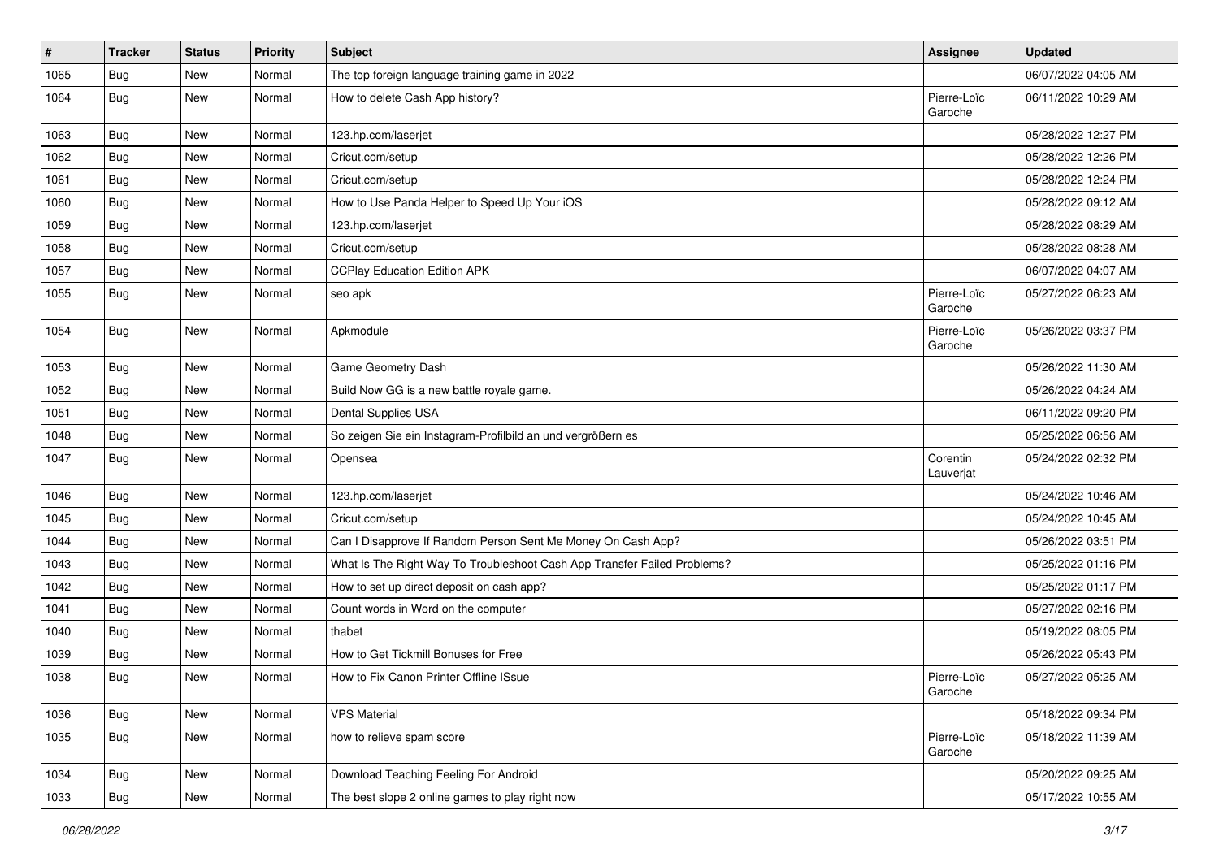| # | Tracker | Status | Priority | Subject | Assignee | Updated |
|---|---|---|---|---|---|---|
| 1065 | Bug | New | Normal | The top foreign language training game in 2022 | | 06/07/2022 04:05 AM |
| 1064 | Bug | New | Normal | How to delete Cash App history? | Pierre-Loïc Garoche | 06/11/2022 10:29 AM |
| 1063 | Bug | New | Normal | 123.hp.com/laserjet | | 05/28/2022 12:27 PM |
| 1062 | Bug | New | Normal | Cricut.com/setup | | 05/28/2022 12:26 PM |
| 1061 | Bug | New | Normal | Cricut.com/setup | | 05/28/2022 12:24 PM |
| 1060 | Bug | New | Normal | How to Use Panda Helper to Speed Up Your iOS | | 05/28/2022 09:12 AM |
| 1059 | Bug | New | Normal | 123.hp.com/laserjet | | 05/28/2022 08:29 AM |
| 1058 | Bug | New | Normal | Cricut.com/setup | | 05/28/2022 08:28 AM |
| 1057 | Bug | New | Normal | CCPlay Education Edition APK | | 06/07/2022 04:07 AM |
| 1055 | Bug | New | Normal | seo apk | Pierre-Loïc Garoche | 05/27/2022 06:23 AM |
| 1054 | Bug | New | Normal | Apkmodule | Pierre-Loïc Garoche | 05/26/2022 03:37 PM |
| 1053 | Bug | New | Normal | Game Geometry Dash | | 05/26/2022 11:30 AM |
| 1052 | Bug | New | Normal | Build Now GG is a new battle royale game. | | 05/26/2022 04:24 AM |
| 1051 | Bug | New | Normal | Dental Supplies USA | | 06/11/2022 09:20 PM |
| 1048 | Bug | New | Normal | So zeigen Sie ein Instagram-Profilbild an und vergrößern es | | 05/25/2022 06:56 AM |
| 1047 | Bug | New | Normal | Opensea | Corentin Lauverjat | 05/24/2022 02:32 PM |
| 1046 | Bug | New | Normal | 123.hp.com/laserjet | | 05/24/2022 10:46 AM |
| 1045 | Bug | New | Normal | Cricut.com/setup | | 05/24/2022 10:45 AM |
| 1044 | Bug | New | Normal | Can I Disapprove If Random Person Sent Me Money On Cash App? | | 05/26/2022 03:51 PM |
| 1043 | Bug | New | Normal | What Is The Right Way To Troubleshoot Cash App Transfer Failed Problems? | | 05/25/2022 01:16 PM |
| 1042 | Bug | New | Normal | How to set up direct deposit on cash app? | | 05/25/2022 01:17 PM |
| 1041 | Bug | New | Normal | Count words in Word on the computer | | 05/27/2022 02:16 PM |
| 1040 | Bug | New | Normal | thabet | | 05/19/2022 08:05 PM |
| 1039 | Bug | New | Normal | How to Get Tickmill Bonuses for Free | | 05/26/2022 05:43 PM |
| 1038 | Bug | New | Normal | How to Fix Canon Printer Offline ISsue | Pierre-Loïc Garoche | 05/27/2022 05:25 AM |
| 1036 | Bug | New | Normal | VPS Material | | 05/18/2022 09:34 PM |
| 1035 | Bug | New | Normal | how to relieve spam score | Pierre-Loïc Garoche | 05/18/2022 11:39 AM |
| 1034 | Bug | New | Normal | Download Teaching Feeling For Android | | 05/20/2022 09:25 AM |
| 1033 | Bug | New | Normal | The best slope 2 online games to play right now | | 05/17/2022 10:55 AM |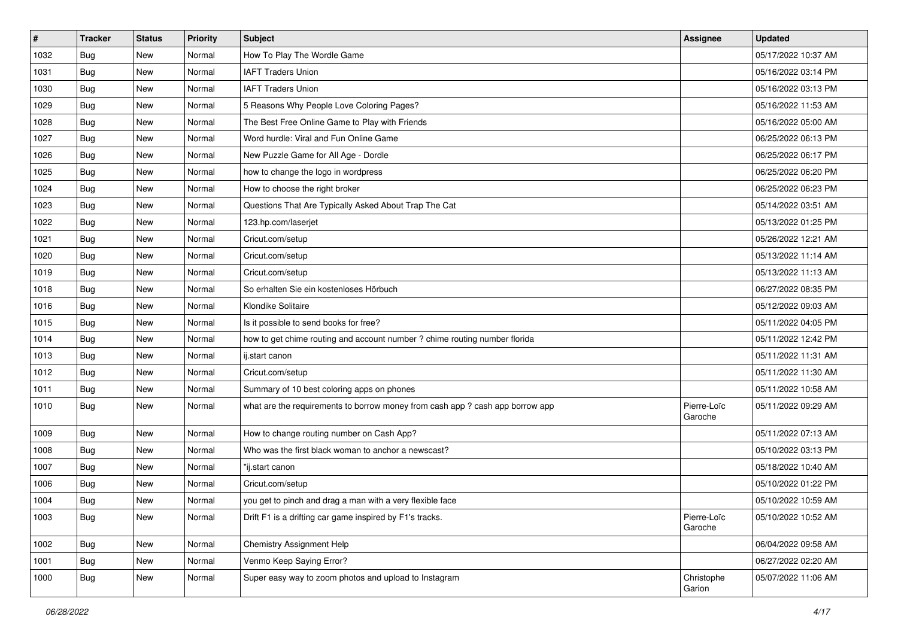| # | Tracker | Status | Priority | Subject | Assignee | Updated |
|---|---|---|---|---|---|---|
| 1032 | Bug | New | Normal | How To Play The Wordle Game | | 05/17/2022 10:37 AM |
| 1031 | Bug | New | Normal | IAFT Traders Union | | 05/16/2022 03:14 PM |
| 1030 | Bug | New | Normal | IAFT Traders Union | | 05/16/2022 03:13 PM |
| 1029 | Bug | New | Normal | 5 Reasons Why People Love Coloring Pages? | | 05/16/2022 11:53 AM |
| 1028 | Bug | New | Normal | The Best Free Online Game to Play with Friends | | 05/16/2022 05:00 AM |
| 1027 | Bug | New | Normal | Word hurdle: Viral and Fun Online Game | | 06/25/2022 06:13 PM |
| 1026 | Bug | New | Normal | New Puzzle Game for All Age - Dordle | | 06/25/2022 06:17 PM |
| 1025 | Bug | New | Normal | how to change the logo in wordpress | | 06/25/2022 06:20 PM |
| 1024 | Bug | New | Normal | How to choose the right broker | | 06/25/2022 06:23 PM |
| 1023 | Bug | New | Normal | Questions That Are Typically Asked About Trap The Cat | | 05/14/2022 03:51 AM |
| 1022 | Bug | New | Normal | 123.hp.com/laserjet | | 05/13/2022 01:25 PM |
| 1021 | Bug | New | Normal | Cricut.com/setup | | 05/26/2022 12:21 AM |
| 1020 | Bug | New | Normal | Cricut.com/setup | | 05/13/2022 11:14 AM |
| 1019 | Bug | New | Normal | Cricut.com/setup | | 05/13/2022 11:13 AM |
| 1018 | Bug | New | Normal | So erhalten Sie ein kostenloses Hörbuch | | 06/27/2022 08:35 PM |
| 1016 | Bug | New | Normal | Klondike Solitaire | | 05/12/2022 09:03 AM |
| 1015 | Bug | New | Normal | Is it possible to send books for free? | | 05/11/2022 04:05 PM |
| 1014 | Bug | New | Normal | how to get chime routing and account number ? chime routing number florida | | 05/11/2022 12:42 PM |
| 1013 | Bug | New | Normal | ij.start canon | | 05/11/2022 11:31 AM |
| 1012 | Bug | New | Normal | Cricut.com/setup | | 05/11/2022 11:30 AM |
| 1011 | Bug | New | Normal | Summary of 10 best coloring apps on phones | | 05/11/2022 10:58 AM |
| 1010 | Bug | New | Normal | what are the requirements to borrow money from cash app ? cash app borrow app | Pierre-Loïc Garoche | 05/11/2022 09:29 AM |
| 1009 | Bug | New | Normal | How to change routing number on Cash App? | | 05/11/2022 07:13 AM |
| 1008 | Bug | New | Normal | Who was the first black woman to anchor a newscast? | | 05/10/2022 03:13 PM |
| 1007 | Bug | New | Normal | "ij.start canon | | 05/18/2022 10:40 AM |
| 1006 | Bug | New | Normal | Cricut.com/setup | | 05/10/2022 01:22 PM |
| 1004 | Bug | New | Normal | you get to pinch and drag a man with a very flexible face | | 05/10/2022 10:59 AM |
| 1003 | Bug | New | Normal | Drift F1 is a drifting car game inspired by F1's tracks. | Pierre-Loïc Garoche | 05/10/2022 10:52 AM |
| 1002 | Bug | New | Normal | Chemistry Assignment Help | | 06/04/2022 09:58 AM |
| 1001 | Bug | New | Normal | Venmo Keep Saying Error? | | 06/27/2022 02:20 AM |
| 1000 | Bug | New | Normal | Super easy way to zoom photos and upload to Instagram | Christophe Garion | 05/07/2022 11:06 AM |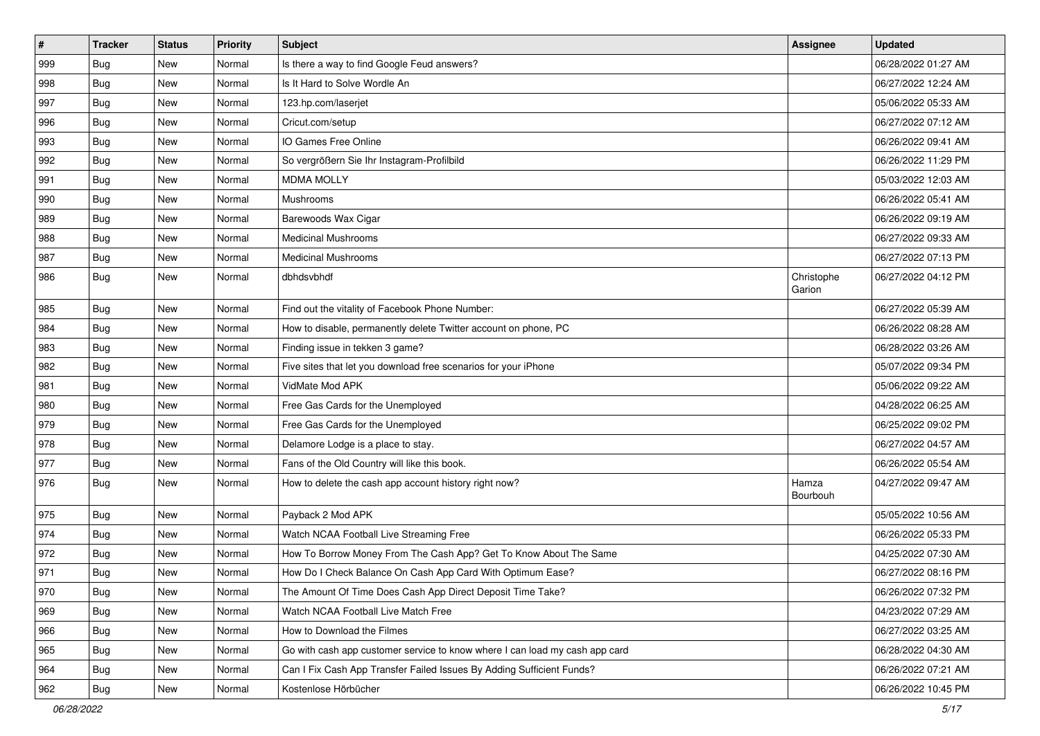| # | Tracker | Status | Priority | Subject | Assignee | Updated |
|---|---|---|---|---|---|---|
| 999 | Bug | New | Normal | Is there a way to find Google Feud answers? | | 06/28/2022 01:27 AM |
| 998 | Bug | New | Normal | Is It Hard to Solve Wordle An | | 06/27/2022 12:24 AM |
| 997 | Bug | New | Normal | 123.hp.com/laserjet | | 05/06/2022 05:33 AM |
| 996 | Bug | New | Normal | Cricut.com/setup | | 06/27/2022 07:12 AM |
| 993 | Bug | New | Normal | IO Games Free Online | | 06/26/2022 09:41 AM |
| 992 | Bug | New | Normal | So vergrößern Sie Ihr Instagram-Profilbild | | 06/26/2022 11:29 PM |
| 991 | Bug | New | Normal | MDMA MOLLY | | 05/03/2022 12:03 AM |
| 990 | Bug | New | Normal | Mushrooms | | 06/26/2022 05:41 AM |
| 989 | Bug | New | Normal | Barewoods Wax Cigar | | 06/26/2022 09:19 AM |
| 988 | Bug | New | Normal | Medicinal Mushrooms | | 06/27/2022 09:33 AM |
| 987 | Bug | New | Normal | Medicinal Mushrooms | | 06/27/2022 07:13 PM |
| 986 | Bug | New | Normal | dbhdsvbhdf | Christophe Garion | 06/27/2022 04:12 PM |
| 985 | Bug | New | Normal | Find out the vitality of Facebook Phone Number: | | 06/27/2022 05:39 AM |
| 984 | Bug | New | Normal | How to disable, permanently delete Twitter account on phone, PC | | 06/26/2022 08:28 AM |
| 983 | Bug | New | Normal | Finding issue in tekken 3 game? | | 06/28/2022 03:26 AM |
| 982 | Bug | New | Normal | Five sites that let you download free scenarios for your iPhone | | 05/07/2022 09:34 PM |
| 981 | Bug | New | Normal | VidMate Mod APK | | 05/06/2022 09:22 AM |
| 980 | Bug | New | Normal | Free Gas Cards for the Unemployed | | 04/28/2022 06:25 AM |
| 979 | Bug | New | Normal | Free Gas Cards for the Unemployed | | 06/25/2022 09:02 PM |
| 978 | Bug | New | Normal | Delamore Lodge is a place to stay. | | 06/27/2022 04:57 AM |
| 977 | Bug | New | Normal | Fans of the Old Country will like this book. | | 06/26/2022 05:54 AM |
| 976 | Bug | New | Normal | How to delete the cash app account history right now? | Hamza Bourbouh | 04/27/2022 09:47 AM |
| 975 | Bug | New | Normal | Payback 2 Mod APK | | 05/05/2022 10:56 AM |
| 974 | Bug | New | Normal | Watch NCAA Football Live Streaming Free | | 06/26/2022 05:33 PM |
| 972 | Bug | New | Normal | How To Borrow Money From The Cash App? Get To Know About The Same | | 04/25/2022 07:30 AM |
| 971 | Bug | New | Normal | How Do I Check Balance On Cash App Card With Optimum Ease? | | 06/27/2022 08:16 PM |
| 970 | Bug | New | Normal | The Amount Of Time Does Cash App Direct Deposit Time Take? | | 06/26/2022 07:32 PM |
| 969 | Bug | New | Normal | Watch NCAA Football Live Match Free | | 04/23/2022 07:29 AM |
| 966 | Bug | New | Normal | How to Download the Filmes | | 06/27/2022 03:25 AM |
| 965 | Bug | New | Normal | Go with cash app customer service to know where I can load my cash app card | | 06/28/2022 04:30 AM |
| 964 | Bug | New | Normal | Can I Fix Cash App Transfer Failed Issues By Adding Sufficient Funds? | | 06/26/2022 07:21 AM |
| 962 | Bug | New | Normal | Kostenlose Hörbücher | | 06/26/2022 10:45 PM |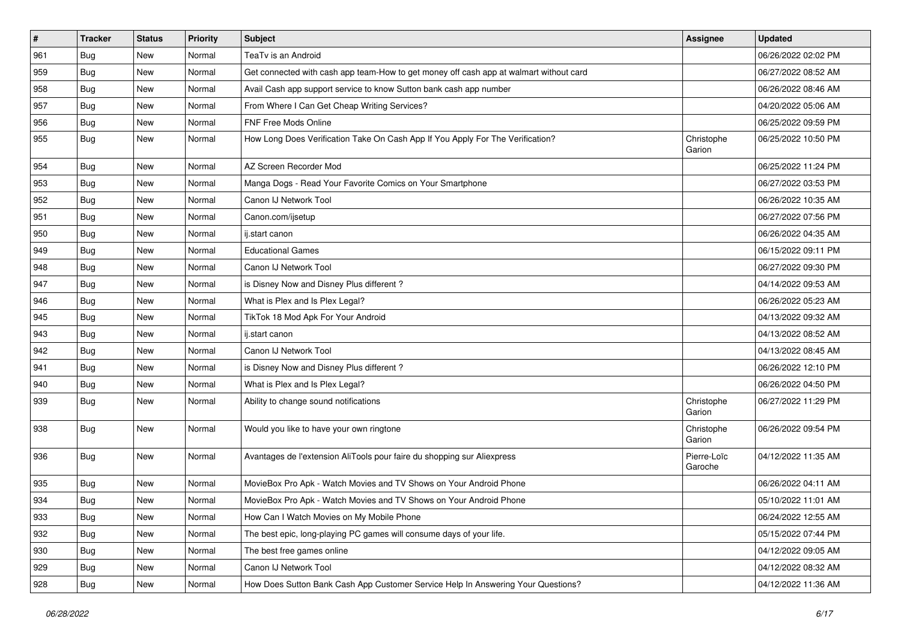| # | Tracker | Status | Priority | Subject | Assignee | Updated |
|---|---|---|---|---|---|---|
| 961 | Bug | New | Normal | TeaTv is an Android | | 06/26/2022 02:02 PM |
| 959 | Bug | New | Normal | Get connected with cash app team-How to get money off cash app at walmart without card | | 06/27/2022 08:52 AM |
| 958 | Bug | New | Normal | Avail Cash app support service to know Sutton bank cash app number | | 06/26/2022 08:46 AM |
| 957 | Bug | New | Normal | From Where I Can Get Cheap Writing Services? | | 04/20/2022 05:06 AM |
| 956 | Bug | New | Normal | FNF Free Mods Online | | 06/25/2022 09:59 PM |
| 955 | Bug | New | Normal | How Long Does Verification Take On Cash App If You Apply For The Verification? | Christophe Garion | 06/25/2022 10:50 PM |
| 954 | Bug | New | Normal | AZ Screen Recorder Mod | | 06/25/2022 11:24 PM |
| 953 | Bug | New | Normal | Manga Dogs - Read Your Favorite Comics on Your Smartphone | | 06/27/2022 03:53 PM |
| 952 | Bug | New | Normal | Canon IJ Network Tool | | 06/26/2022 10:35 AM |
| 951 | Bug | New | Normal | Canon.com/ijsetup | | 06/27/2022 07:56 PM |
| 950 | Bug | New | Normal | ij.start canon | | 06/26/2022 04:35 AM |
| 949 | Bug | New | Normal | Educational Games | | 06/15/2022 09:11 PM |
| 948 | Bug | New | Normal | Canon IJ Network Tool | | 06/27/2022 09:30 PM |
| 947 | Bug | New | Normal | is Disney Now and Disney Plus different ? | | 04/14/2022 09:53 AM |
| 946 | Bug | New | Normal | What is Plex and Is Plex Legal? | | 06/26/2022 05:23 AM |
| 945 | Bug | New | Normal | TikTok 18 Mod Apk For Your Android | | 04/13/2022 09:32 AM |
| 943 | Bug | New | Normal | ij.start canon | | 04/13/2022 08:52 AM |
| 942 | Bug | New | Normal | Canon IJ Network Tool | | 04/13/2022 08:45 AM |
| 941 | Bug | New | Normal | is Disney Now and Disney Plus different ? | | 06/26/2022 12:10 PM |
| 940 | Bug | New | Normal | What is Plex and Is Plex Legal? | | 06/26/2022 04:50 PM |
| 939 | Bug | New | Normal | Ability to change sound notifications | Christophe Garion | 06/27/2022 11:29 PM |
| 938 | Bug | New | Normal | Would you like to have your own ringtone | Christophe Garion | 06/26/2022 09:54 PM |
| 936 | Bug | New | Normal | Avantages de l'extension AliTools pour faire du shopping sur Aliexpress | Pierre-Loïc Garoche | 04/12/2022 11:35 AM |
| 935 | Bug | New | Normal | MovieBox Pro Apk - Watch Movies and TV Shows on Your Android Phone | | 06/26/2022 04:11 AM |
| 934 | Bug | New | Normal | MovieBox Pro Apk - Watch Movies and TV Shows on Your Android Phone | | 05/10/2022 11:01 AM |
| 933 | Bug | New | Normal | How Can I Watch Movies on My Mobile Phone | | 06/24/2022 12:55 AM |
| 932 | Bug | New | Normal | The best epic, long-playing PC games will consume days of your life. | | 05/15/2022 07:44 PM |
| 930 | Bug | New | Normal | The best free games online | | 04/12/2022 09:05 AM |
| 929 | Bug | New | Normal | Canon IJ Network Tool | | 04/12/2022 08:32 AM |
| 928 | Bug | New | Normal | How Does Sutton Bank Cash App Customer Service Help In Answering Your Questions? | | 04/12/2022 11:36 AM |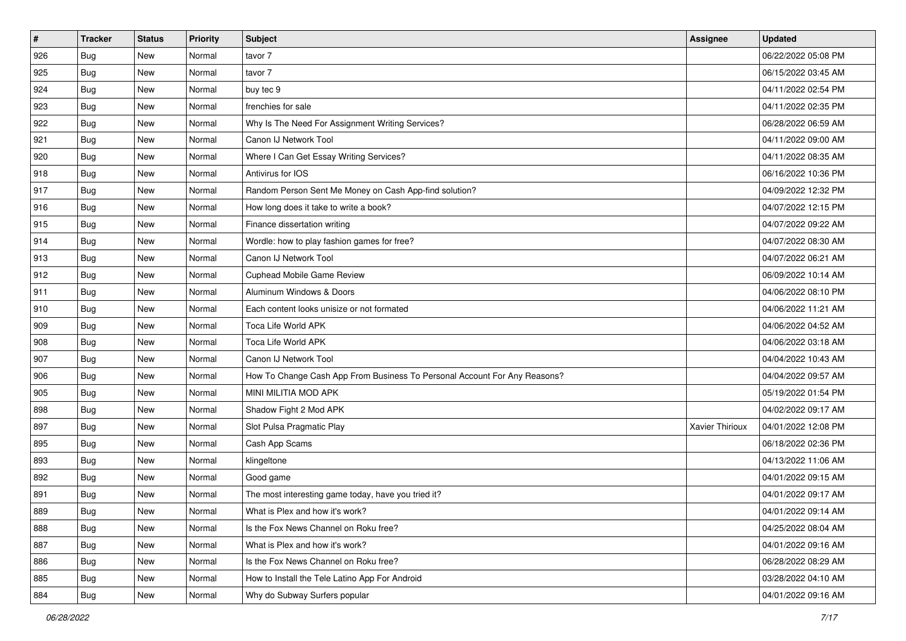| # | Tracker | Status | Priority | Subject | Assignee | Updated |
|---|---|---|---|---|---|---|
| 926 | Bug | New | Normal | tavor 7 | | 06/22/2022 05:08 PM |
| 925 | Bug | New | Normal | tavor 7 | | 06/15/2022 03:45 AM |
| 924 | Bug | New | Normal | buy tec 9 | | 04/11/2022 02:54 PM |
| 923 | Bug | New | Normal | frenchies for sale | | 04/11/2022 02:35 PM |
| 922 | Bug | New | Normal | Why Is The Need For Assignment Writing Services? | | 06/28/2022 06:59 AM |
| 921 | Bug | New | Normal | Canon IJ Network Tool | | 04/11/2022 09:00 AM |
| 920 | Bug | New | Normal | Where I Can Get Essay Writing Services? | | 04/11/2022 08:35 AM |
| 918 | Bug | New | Normal | Antivirus for IOS | | 06/16/2022 10:36 PM |
| 917 | Bug | New | Normal | Random Person Sent Me Money on Cash App-find solution? | | 04/09/2022 12:32 PM |
| 916 | Bug | New | Normal | How long does it take to write a book? | | 04/07/2022 12:15 PM |
| 915 | Bug | New | Normal | Finance dissertation writing | | 04/07/2022 09:22 AM |
| 914 | Bug | New | Normal | Wordle: how to play fashion games for free? | | 04/07/2022 08:30 AM |
| 913 | Bug | New | Normal | Canon IJ Network Tool | | 04/07/2022 06:21 AM |
| 912 | Bug | New | Normal | Cuphead Mobile Game Review | | 06/09/2022 10:14 AM |
| 911 | Bug | New | Normal | Aluminum Windows & Doors | | 04/06/2022 08:10 PM |
| 910 | Bug | New | Normal | Each content looks unisize or not formated | | 04/06/2022 11:21 AM |
| 909 | Bug | New | Normal | Toca Life World APK | | 04/06/2022 04:52 AM |
| 908 | Bug | New | Normal | Toca Life World APK | | 04/06/2022 03:18 AM |
| 907 | Bug | New | Normal | Canon IJ Network Tool | | 04/04/2022 10:43 AM |
| 906 | Bug | New | Normal | How To Change Cash App From Business To Personal Account For Any Reasons? | | 04/04/2022 09:57 AM |
| 905 | Bug | New | Normal | MINI MILITIA MOD APK | | 05/19/2022 01:54 PM |
| 898 | Bug | New | Normal | Shadow Fight 2 Mod APK | | 04/02/2022 09:17 AM |
| 897 | Bug | New | Normal | Slot Pulsa Pragmatic Play | Xavier Thirioux | 04/01/2022 12:08 PM |
| 895 | Bug | New | Normal | Cash App Scams | | 06/18/2022 02:36 PM |
| 893 | Bug | New | Normal | klingeltone | | 04/13/2022 11:06 AM |
| 892 | Bug | New | Normal | Good game | | 04/01/2022 09:15 AM |
| 891 | Bug | New | Normal | The most interesting game today, have you tried it? | | 04/01/2022 09:17 AM |
| 889 | Bug | New | Normal | What is Plex and how it's work? | | 04/01/2022 09:14 AM |
| 888 | Bug | New | Normal | Is the Fox News Channel on Roku free? | | 04/25/2022 08:04 AM |
| 887 | Bug | New | Normal | What is Plex and how it's work? | | 04/01/2022 09:16 AM |
| 886 | Bug | New | Normal | Is the Fox News Channel on Roku free? | | 06/28/2022 08:29 AM |
| 885 | Bug | New | Normal | How to Install the Tele Latino App For Android | | 03/28/2022 04:10 AM |
| 884 | Bug | New | Normal | Why do Subway Surfers popular | | 04/01/2022 09:16 AM |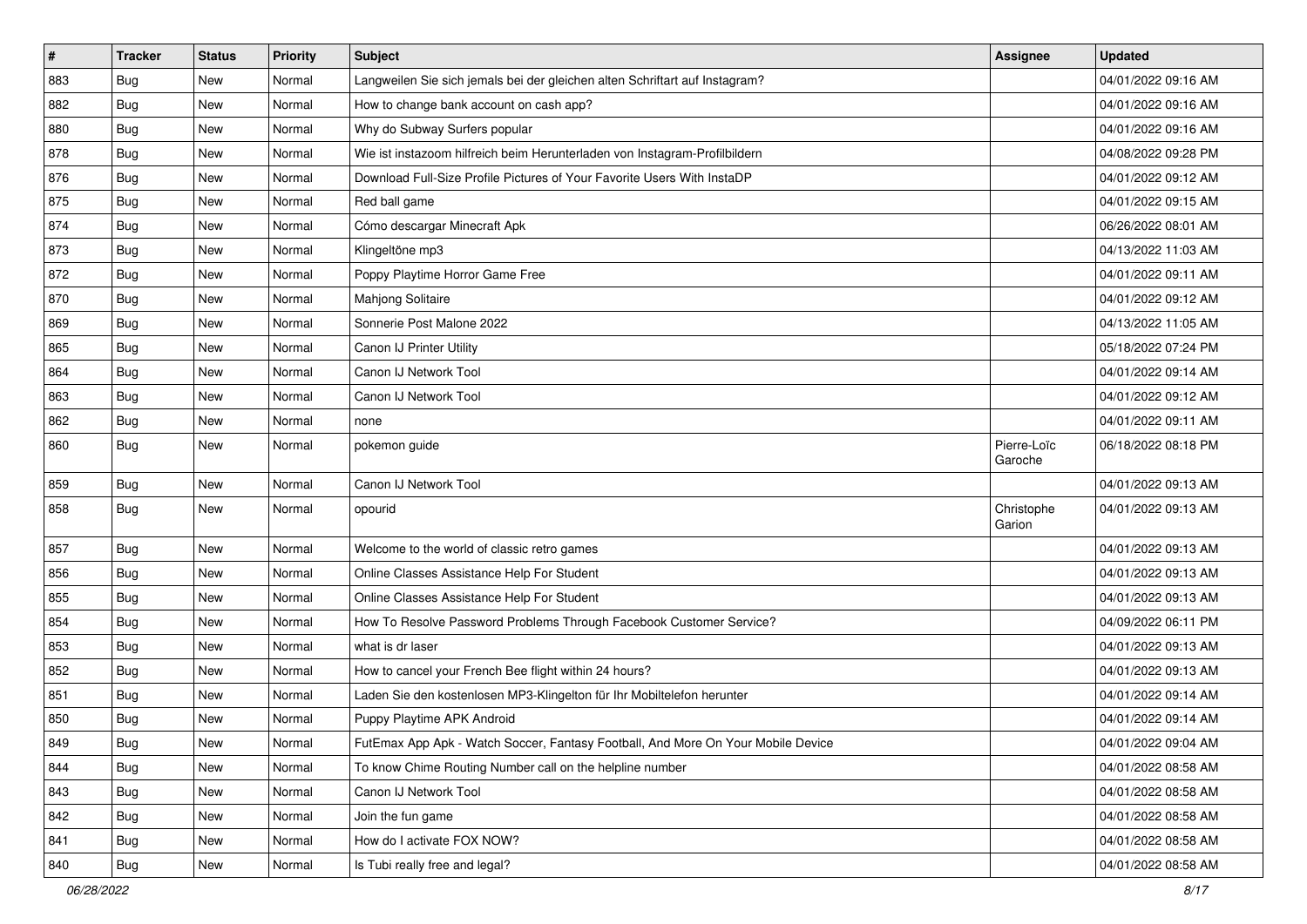| # | Tracker | Status | Priority | Subject | Assignee | Updated |
|---|---|---|---|---|---|---|
| 883 | Bug | New | Normal | Langweilen Sie sich jemals bei der gleichen alten Schriftart auf Instagram? | | 04/01/2022 09:16 AM |
| 882 | Bug | New | Normal | How to change bank account on cash app? | | 04/01/2022 09:16 AM |
| 880 | Bug | New | Normal | Why do Subway Surfers popular | | 04/01/2022 09:16 AM |
| 878 | Bug | New | Normal | Wie ist instazoom hilfreich beim Herunterladen von Instagram-Profilbildern | | 04/08/2022 09:28 PM |
| 876 | Bug | New | Normal | Download Full-Size Profile Pictures of Your Favorite Users With InstaDP | | 04/01/2022 09:12 AM |
| 875 | Bug | New | Normal | Red ball game | | 04/01/2022 09:15 AM |
| 874 | Bug | New | Normal | Cómo descargar Minecraft Apk | | 06/26/2022 08:01 AM |
| 873 | Bug | New | Normal | Klingeltöne mp3 | | 04/13/2022 11:03 AM |
| 872 | Bug | New | Normal | Poppy Playtime Horror Game Free | | 04/01/2022 09:11 AM |
| 870 | Bug | New | Normal | Mahjong Solitaire | | 04/01/2022 09:12 AM |
| 869 | Bug | New | Normal | Sonnerie Post Malone 2022 | | 04/13/2022 11:05 AM |
| 865 | Bug | New | Normal | Canon IJ Printer Utility | | 05/18/2022 07:24 PM |
| 864 | Bug | New | Normal | Canon IJ Network Tool | | 04/01/2022 09:14 AM |
| 863 | Bug | New | Normal | Canon IJ Network Tool | | 04/01/2022 09:12 AM |
| 862 | Bug | New | Normal | none | | 04/01/2022 09:11 AM |
| 860 | Bug | New | Normal | pokemon guide | Pierre-Loïc Garoche | 06/18/2022 08:18 PM |
| 859 | Bug | New | Normal | Canon IJ Network Tool | | 04/01/2022 09:13 AM |
| 858 | Bug | New | Normal | opourid | Christophe Garion | 04/01/2022 09:13 AM |
| 857 | Bug | New | Normal | Welcome to the world of classic retro games | | 04/01/2022 09:13 AM |
| 856 | Bug | New | Normal | Online Classes Assistance Help For Student | | 04/01/2022 09:13 AM |
| 855 | Bug | New | Normal | Online Classes Assistance Help For Student | | 04/01/2022 09:13 AM |
| 854 | Bug | New | Normal | How To Resolve Password Problems Through Facebook Customer Service? | | 04/09/2022 06:11 PM |
| 853 | Bug | New | Normal | what is dr laser | | 04/01/2022 09:13 AM |
| 852 | Bug | New | Normal | How to cancel your French Bee flight within 24 hours? | | 04/01/2022 09:13 AM |
| 851 | Bug | New | Normal | Laden Sie den kostenlosen MP3-Klingelton für Ihr Mobiltelefon herunter | | 04/01/2022 09:14 AM |
| 850 | Bug | New | Normal | Puppy Playtime APK Android | | 04/01/2022 09:14 AM |
| 849 | Bug | New | Normal | FutEmax App Apk - Watch Soccer, Fantasy Football, And More On Your Mobile Device | | 04/01/2022 09:04 AM |
| 844 | Bug | New | Normal | To know Chime Routing Number call on the helpline number | | 04/01/2022 08:58 AM |
| 843 | Bug | New | Normal | Canon IJ Network Tool | | 04/01/2022 08:58 AM |
| 842 | Bug | New | Normal | Join the fun game | | 04/01/2022 08:58 AM |
| 841 | Bug | New | Normal | How do I activate FOX NOW? | | 04/01/2022 08:58 AM |
| 840 | Bug | New | Normal | Is Tubi really free and legal? | | 04/01/2022 08:58 AM |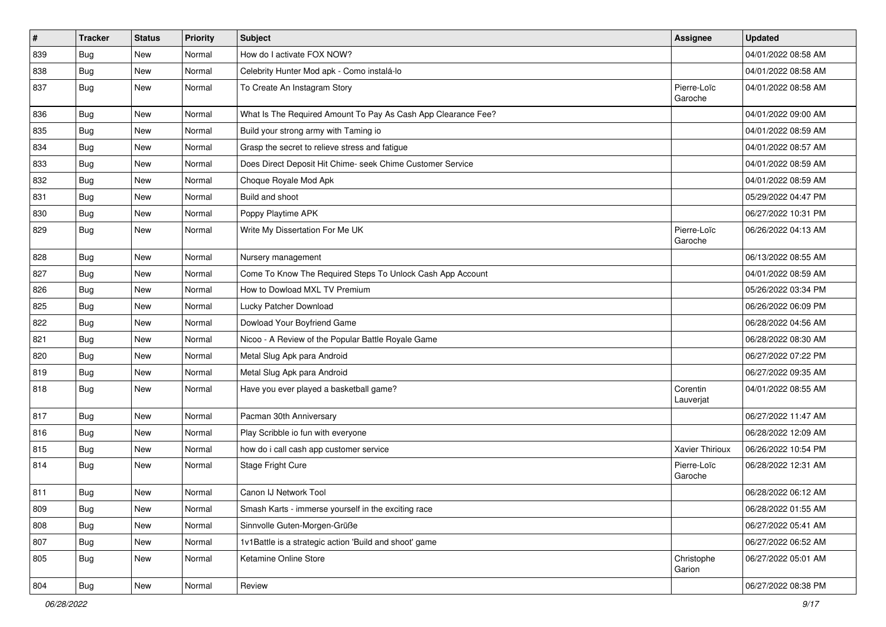| # | Tracker | Status | Priority | Subject | Assignee | Updated |
|---|---|---|---|---|---|---|
| 839 | Bug | New | Normal | How do I activate FOX NOW? | | 04/01/2022 08:58 AM |
| 838 | Bug | New | Normal | Celebrity Hunter Mod apk - Como instalá-lo | | 04/01/2022 08:58 AM |
| 837 | Bug | New | Normal | To Create An Instagram Story | Pierre-Loïc Garoche | 04/01/2022 08:58 AM |
| 836 | Bug | New | Normal | What Is The Required Amount To Pay As Cash App Clearance Fee? | | 04/01/2022 09:00 AM |
| 835 | Bug | New | Normal | Build your strong army with Taming io | | 04/01/2022 08:59 AM |
| 834 | Bug | New | Normal | Grasp the secret to relieve stress and fatigue | | 04/01/2022 08:57 AM |
| 833 | Bug | New | Normal | Does Direct Deposit Hit Chime- seek Chime Customer Service | | 04/01/2022 08:59 AM |
| 832 | Bug | New | Normal | Choque Royale Mod Apk | | 04/01/2022 08:59 AM |
| 831 | Bug | New | Normal | Build and shoot | | 05/29/2022 04:47 PM |
| 830 | Bug | New | Normal | Poppy Playtime APK | | 06/27/2022 10:31 PM |
| 829 | Bug | New | Normal | Write My Dissertation For Me UK | Pierre-Loïc Garoche | 06/26/2022 04:13 AM |
| 828 | Bug | New | Normal | Nursery management | | 06/13/2022 08:55 AM |
| 827 | Bug | New | Normal | Come To Know The Required Steps To Unlock Cash App Account | | 04/01/2022 08:59 AM |
| 826 | Bug | New | Normal | How to Dowload MXL TV Premium | | 05/26/2022 03:34 PM |
| 825 | Bug | New | Normal | Lucky Patcher Download | | 06/26/2022 06:09 PM |
| 822 | Bug | New | Normal | Dowload Your Boyfriend Game | | 06/28/2022 04:56 AM |
| 821 | Bug | New | Normal | Nicoo - A Review of the Popular Battle Royale Game | | 06/28/2022 08:30 AM |
| 820 | Bug | New | Normal | Metal Slug Apk para Android | | 06/27/2022 07:22 PM |
| 819 | Bug | New | Normal | Metal Slug Apk para Android | | 06/27/2022 09:35 AM |
| 818 | Bug | New | Normal | Have you ever played a basketball game? | Corentin Lauverjat | 04/01/2022 08:55 AM |
| 817 | Bug | New | Normal | Pacman 30th Anniversary | | 06/27/2022 11:47 AM |
| 816 | Bug | New | Normal | Play Scribble io fun with everyone | | 06/28/2022 12:09 AM |
| 815 | Bug | New | Normal | how do i call cash app customer service | Xavier Thirioux | 06/26/2022 10:54 PM |
| 814 | Bug | New | Normal | Stage Fright Cure | Pierre-Loïc Garoche | 06/28/2022 12:31 AM |
| 811 | Bug | New | Normal | Canon IJ Network Tool | | 06/28/2022 06:12 AM |
| 809 | Bug | New | Normal | Smash Karts - immerse yourself in the exciting race | | 06/28/2022 01:55 AM |
| 808 | Bug | New | Normal | Sinnvolle Guten-Morgen-Grüße | | 06/27/2022 05:41 AM |
| 807 | Bug | New | Normal | 1v1Battle is a strategic action 'Build and shoot' game | | 06/27/2022 06:52 AM |
| 805 | Bug | New | Normal | Ketamine Online Store | Christophe Garion | 06/27/2022 05:01 AM |
| 804 | Bug | New | Normal | Review | | 06/27/2022 08:38 PM |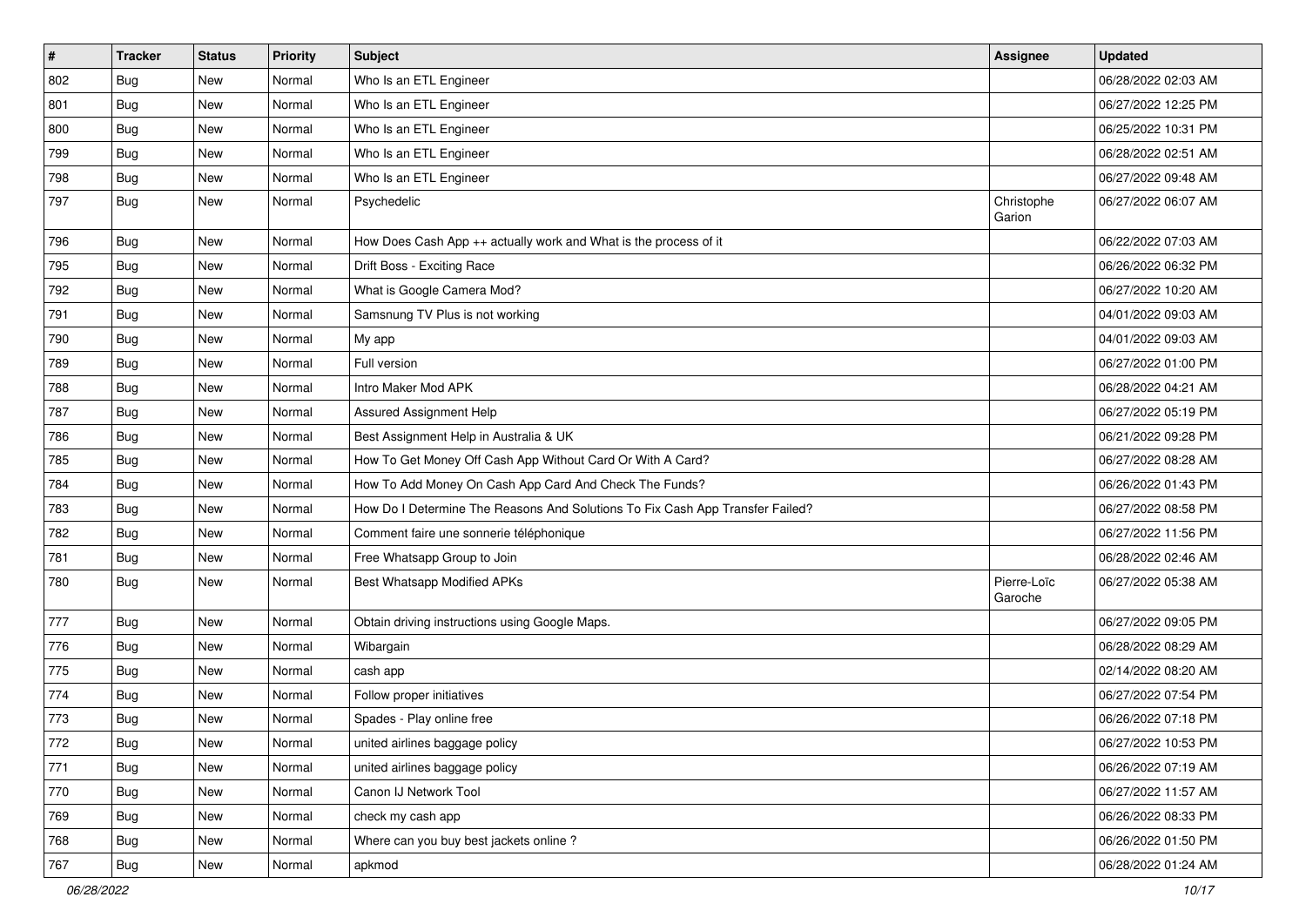| # | Tracker | Status | Priority | Subject | Assignee | Updated |
|---|---|---|---|---|---|---|
| 802 | Bug | New | Normal | Who Is an ETL Engineer | | 06/28/2022 02:03 AM |
| 801 | Bug | New | Normal | Who Is an ETL Engineer | | 06/27/2022 12:25 PM |
| 800 | Bug | New | Normal | Who Is an ETL Engineer | | 06/25/2022 10:31 PM |
| 799 | Bug | New | Normal | Who Is an ETL Engineer | | 06/28/2022 02:51 AM |
| 798 | Bug | New | Normal | Who Is an ETL Engineer | | 06/27/2022 09:48 AM |
| 797 | Bug | New | Normal | Psychedelic | Christophe Garion | 06/27/2022 06:07 AM |
| 796 | Bug | New | Normal | How Does Cash App ++ actually work and What is the process of it | | 06/22/2022 07:03 AM |
| 795 | Bug | New | Normal | Drift Boss - Exciting Race | | 06/26/2022 06:32 PM |
| 792 | Bug | New | Normal | What is Google Camera Mod? | | 06/27/2022 10:20 AM |
| 791 | Bug | New | Normal | Samsnung TV Plus is not working | | 04/01/2022 09:03 AM |
| 790 | Bug | New | Normal | My app | | 04/01/2022 09:03 AM |
| 789 | Bug | New | Normal | Full version | | 06/27/2022 01:00 PM |
| 788 | Bug | New | Normal | Intro Maker Mod APK | | 06/28/2022 04:21 AM |
| 787 | Bug | New | Normal | Assured Assignment Help | | 06/27/2022 05:19 PM |
| 786 | Bug | New | Normal | Best Assignment Help in Australia & UK | | 06/21/2022 09:28 PM |
| 785 | Bug | New | Normal | How To Get Money Off Cash App Without Card Or With A Card? | | 06/27/2022 08:28 AM |
| 784 | Bug | New | Normal | How To Add Money On Cash App Card And Check The Funds? | | 06/26/2022 01:43 PM |
| 783 | Bug | New | Normal | How Do I Determine The Reasons And Solutions To Fix Cash App Transfer Failed? | | 06/27/2022 08:58 PM |
| 782 | Bug | New | Normal | Comment faire une sonnerie téléphonique | | 06/27/2022 11:56 PM |
| 781 | Bug | New | Normal | Free Whatsapp Group to Join | | 06/28/2022 02:46 AM |
| 780 | Bug | New | Normal | Best Whatsapp Modified APKs | Pierre-Loïc Garoche | 06/27/2022 05:38 AM |
| 777 | Bug | New | Normal | Obtain driving instructions using Google Maps. | | 06/27/2022 09:05 PM |
| 776 | Bug | New | Normal | Wibargain | | 06/28/2022 08:29 AM |
| 775 | Bug | New | Normal | cash app | | 02/14/2022 08:20 AM |
| 774 | Bug | New | Normal | Follow proper initiatives | | 06/27/2022 07:54 PM |
| 773 | Bug | New | Normal | Spades - Play online free | | 06/26/2022 07:18 PM |
| 772 | Bug | New | Normal | united airlines baggage policy | | 06/27/2022 10:53 PM |
| 771 | Bug | New | Normal | united airlines baggage policy | | 06/26/2022 07:19 AM |
| 770 | Bug | New | Normal | Canon IJ Network Tool | | 06/27/2022 11:57 AM |
| 769 | Bug | New | Normal | check my cash app | | 06/26/2022 08:33 PM |
| 768 | Bug | New | Normal | Where can you buy best jackets online ? | | 06/26/2022 01:50 PM |
| 767 | Bug | New | Normal | apkmod | | 06/28/2022 01:24 AM |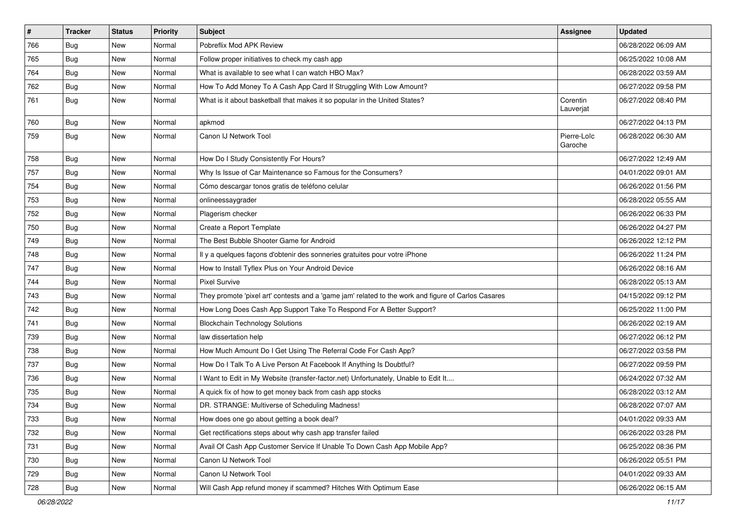| # | Tracker | Status | Priority | Subject | Assignee | Updated |
|---|---|---|---|---|---|---|
| 766 | Bug | New | Normal | Pobreflix Mod APK Review | | 06/28/2022 06:09 AM |
| 765 | Bug | New | Normal | Follow proper initiatives to check my cash app | | 06/25/2022 10:08 AM |
| 764 | Bug | New | Normal | What is available to see what I can watch HBO Max? | | 06/28/2022 03:59 AM |
| 762 | Bug | New | Normal | How To Add Money To A Cash App Card If Struggling With Low Amount? | | 06/27/2022 09:58 PM |
| 761 | Bug | New | Normal | What is it about basketball that makes it so popular in the United States? | Corentin Lauverjat | 06/27/2022 08:40 PM |
| 760 | Bug | New | Normal | apkmod | | 06/27/2022 04:13 PM |
| 759 | Bug | New | Normal | Canon IJ Network Tool | Pierre-Loïc Garoche | 06/28/2022 06:30 AM |
| 758 | Bug | New | Normal | How Do I Study Consistently For Hours? | | 06/27/2022 12:49 AM |
| 757 | Bug | New | Normal | Why Is Issue of Car Maintenance so Famous for the Consumers? | | 04/01/2022 09:01 AM |
| 754 | Bug | New | Normal | Cómo descargar tonos gratis de teléfono celular | | 06/26/2022 01:56 PM |
| 753 | Bug | New | Normal | onlineessaygrader | | 06/28/2022 05:55 AM |
| 752 | Bug | New | Normal | Plagerism checker | | 06/26/2022 06:33 PM |
| 750 | Bug | New | Normal | Create a Report Template | | 06/26/2022 04:27 PM |
| 749 | Bug | New | Normal | The Best Bubble Shooter Game for Android | | 06/26/2022 12:12 PM |
| 748 | Bug | New | Normal | Il y a quelques façons d'obtenir des sonneries gratuites pour votre iPhone | | 06/26/2022 11:24 PM |
| 747 | Bug | New | Normal | How to Install Tyflex Plus on Your Android Device | | 06/26/2022 08:16 AM |
| 744 | Bug | New | Normal | Pixel Survive | | 06/28/2022 05:13 AM |
| 743 | Bug | New | Normal | They promote 'pixel art' contests and a 'game jam' related to the work and figure of Carlos Casares | | 04/15/2022 09:12 PM |
| 742 | Bug | New | Normal | How Long Does Cash App Support Take To Respond For A Better Support? | | 06/25/2022 11:00 PM |
| 741 | Bug | New | Normal | Blockchain Technology Solutions | | 06/26/2022 02:19 AM |
| 739 | Bug | New | Normal | law dissertation help | | 06/27/2022 06:12 PM |
| 738 | Bug | New | Normal | How Much Amount Do I Get Using The Referral Code For Cash App? | | 06/27/2022 03:58 PM |
| 737 | Bug | New | Normal | How Do I Talk To A Live Person At Facebook If Anything Is Doubtful? | | 06/27/2022 09:59 PM |
| 736 | Bug | New | Normal | I Want to Edit in My Website (transfer-factor.net) Unfortunately, Unable to Edit It.... | | 06/24/2022 07:32 AM |
| 735 | Bug | New | Normal | A quick fix of how to get money back from cash app stocks | | 06/28/2022 03:12 AM |
| 734 | Bug | New | Normal | DR. STRANGE: Multiverse of Scheduling Madness! | | 06/28/2022 07:07 AM |
| 733 | Bug | New | Normal | How does one go about getting a book deal? | | 04/01/2022 09:33 AM |
| 732 | Bug | New | Normal | Get rectifications steps about why cash app transfer failed | | 06/26/2022 03:28 PM |
| 731 | Bug | New | Normal | Avail Of Cash App Customer Service If Unable To Down Cash App Mobile App? | | 06/25/2022 08:36 PM |
| 730 | Bug | New | Normal | Canon IJ Network Tool | | 06/26/2022 05:51 PM |
| 729 | Bug | New | Normal | Canon IJ Network Tool | | 04/01/2022 09:33 AM |
| 728 | Bug | New | Normal | Will Cash App refund money if scammed? Hitches With Optimum Ease | | 06/26/2022 06:15 AM |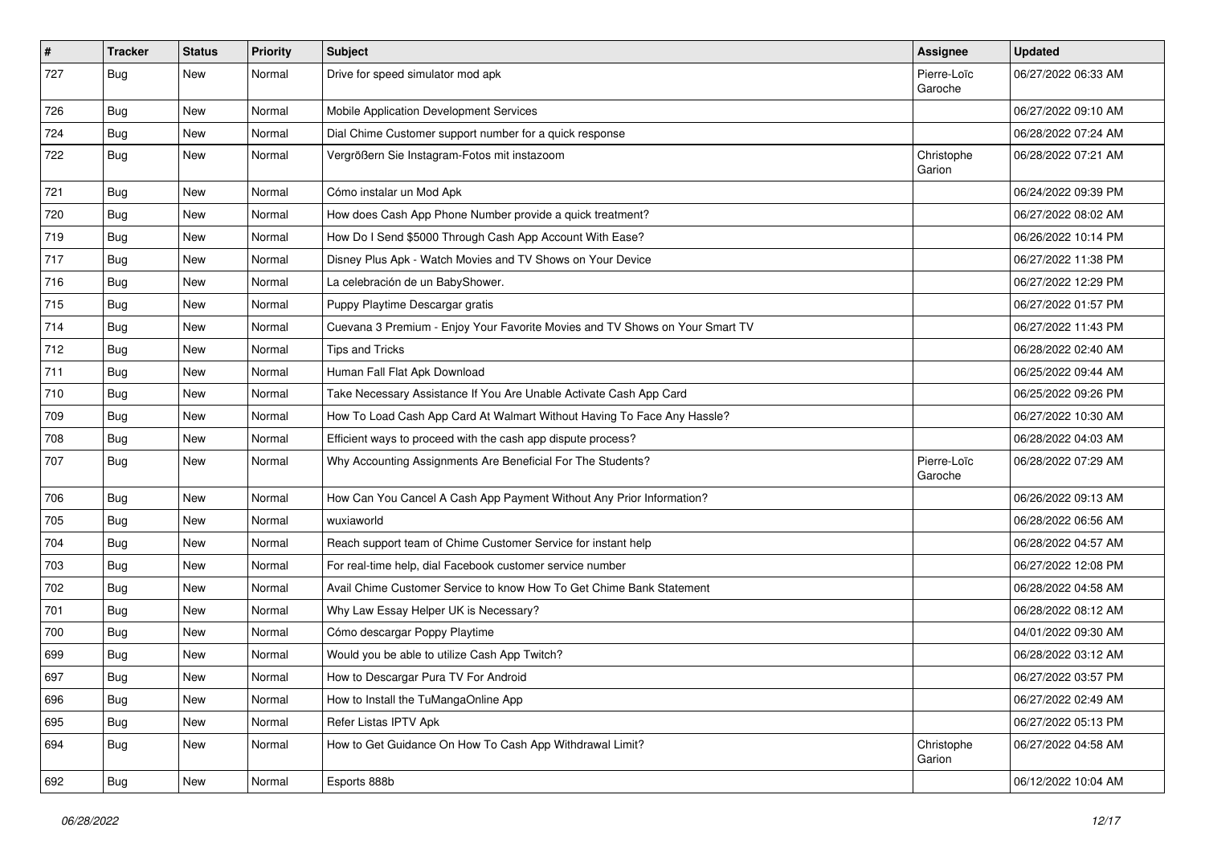| # | Tracker | Status | Priority | Subject | Assignee | Updated |
|---|---|---|---|---|---|---|
| 727 | Bug | New | Normal | Drive for speed simulator mod apk | Pierre-Loïc Garoche | 06/27/2022 06:33 AM |
| 726 | Bug | New | Normal | Mobile Application Development Services | | 06/27/2022 09:10 AM |
| 724 | Bug | New | Normal | Dial Chime Customer support number for a quick response | | 06/28/2022 07:24 AM |
| 722 | Bug | New | Normal | Vergrößern Sie Instagram-Fotos mit instazoom | Christophe Garion | 06/28/2022 07:21 AM |
| 721 | Bug | New | Normal | Cómo instalar un Mod Apk | | 06/24/2022 09:39 PM |
| 720 | Bug | New | Normal | How does Cash App Phone Number provide a quick treatment? | | 06/27/2022 08:02 AM |
| 719 | Bug | New | Normal | How Do I Send $5000 Through Cash App Account With Ease? | | 06/26/2022 10:14 PM |
| 717 | Bug | New | Normal | Disney Plus Apk - Watch Movies and TV Shows on Your Device | | 06/27/2022 11:38 PM |
| 716 | Bug | New | Normal | La celebración de un BabyShower. | | 06/27/2022 12:29 PM |
| 715 | Bug | New | Normal | Puppy Playtime Descargar gratis | | 06/27/2022 01:57 PM |
| 714 | Bug | New | Normal | Cuevana 3 Premium - Enjoy Your Favorite Movies and TV Shows on Your Smart TV | | 06/27/2022 11:43 PM |
| 712 | Bug | New | Normal | Tips and Tricks | | 06/28/2022 02:40 AM |
| 711 | Bug | New | Normal | Human Fall Flat Apk Download | | 06/25/2022 09:44 AM |
| 710 | Bug | New | Normal | Take Necessary Assistance If You Are Unable Activate Cash App Card | | 06/25/2022 09:26 PM |
| 709 | Bug | New | Normal | How To Load Cash App Card At Walmart Without Having To Face Any Hassle? | | 06/27/2022 10:30 AM |
| 708 | Bug | New | Normal | Efficient ways to proceed with the cash app dispute process? | | 06/28/2022 04:03 AM |
| 707 | Bug | New | Normal | Why Accounting Assignments Are Beneficial For The Students? | Pierre-Loïc Garoche | 06/28/2022 07:29 AM |
| 706 | Bug | New | Normal | How Can You Cancel A Cash App Payment Without Any Prior Information? | | 06/26/2022 09:13 AM |
| 705 | Bug | New | Normal | wuxiaworld | | 06/28/2022 06:56 AM |
| 704 | Bug | New | Normal | Reach support team of Chime Customer Service for instant help | | 06/28/2022 04:57 AM |
| 703 | Bug | New | Normal | For real-time help, dial Facebook customer service number | | 06/27/2022 12:08 PM |
| 702 | Bug | New | Normal | Avail Chime Customer Service to know How To Get Chime Bank Statement | | 06/28/2022 04:58 AM |
| 701 | Bug | New | Normal | Why Law Essay Helper UK is Necessary? | | 06/28/2022 08:12 AM |
| 700 | Bug | New | Normal | Cómo descargar Poppy Playtime | | 04/01/2022 09:30 AM |
| 699 | Bug | New | Normal | Would you be able to utilize Cash App Twitch? | | 06/28/2022 03:12 AM |
| 697 | Bug | New | Normal | How to Descargar Pura TV For Android | | 06/27/2022 03:57 PM |
| 696 | Bug | New | Normal | How to Install the TuMangaOnline App | | 06/27/2022 02:49 AM |
| 695 | Bug | New | Normal | Refer Listas IPTV Apk | | 06/27/2022 05:13 PM |
| 694 | Bug | New | Normal | How to Get Guidance On How To Cash App Withdrawal Limit? | Christophe Garion | 06/27/2022 04:58 AM |
| 692 | Bug | New | Normal | Esports 888b | | 06/12/2022 10:04 AM |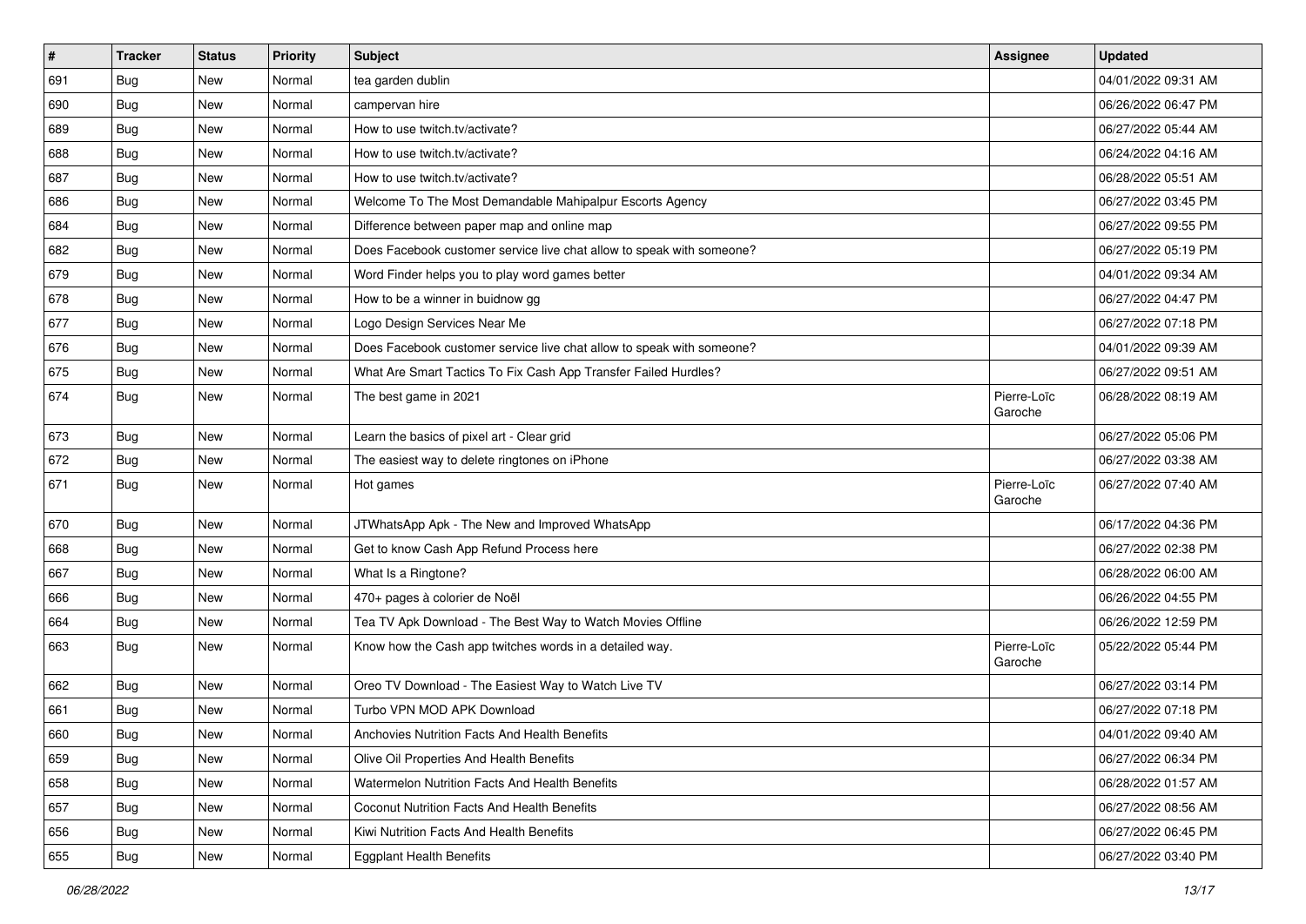| # | Tracker | Status | Priority | Subject | Assignee | Updated |
|---|---|---|---|---|---|---|
| 691 | Bug | New | Normal | tea garden dublin | | 04/01/2022 09:31 AM |
| 690 | Bug | New | Normal | campervan hire | | 06/26/2022 06:47 PM |
| 689 | Bug | New | Normal | How to use twitch.tv/activate? | | 06/27/2022 05:44 AM |
| 688 | Bug | New | Normal | How to use twitch.tv/activate? | | 06/24/2022 04:16 AM |
| 687 | Bug | New | Normal | How to use twitch.tv/activate? | | 06/28/2022 05:51 AM |
| 686 | Bug | New | Normal | Welcome To The Most Demandable Mahipalpur Escorts Agency | | 06/27/2022 03:45 PM |
| 684 | Bug | New | Normal | Difference between paper map and online map | | 06/27/2022 09:55 PM |
| 682 | Bug | New | Normal | Does Facebook customer service live chat allow to speak with someone? | | 06/27/2022 05:19 PM |
| 679 | Bug | New | Normal | Word Finder helps you to play word games better | | 04/01/2022 09:34 AM |
| 678 | Bug | New | Normal | How to be a winner in buidnow gg | | 06/27/2022 04:47 PM |
| 677 | Bug | New | Normal | Logo Design Services Near Me | | 06/27/2022 07:18 PM |
| 676 | Bug | New | Normal | Does Facebook customer service live chat allow to speak with someone? | | 04/01/2022 09:39 AM |
| 675 | Bug | New | Normal | What Are Smart Tactics To Fix Cash App Transfer Failed Hurdles? | | 06/27/2022 09:51 AM |
| 674 | Bug | New | Normal | The best game in 2021 | Pierre-Loïc Garoche | 06/28/2022 08:19 AM |
| 673 | Bug | New | Normal | Learn the basics of pixel art - Clear grid | | 06/27/2022 05:06 PM |
| 672 | Bug | New | Normal | The easiest way to delete ringtones on iPhone | | 06/27/2022 03:38 AM |
| 671 | Bug | New | Normal | Hot games | Pierre-Loïc Garoche | 06/27/2022 07:40 AM |
| 670 | Bug | New | Normal | JTWhatsApp Apk - The New and Improved WhatsApp | | 06/17/2022 04:36 PM |
| 668 | Bug | New | Normal | Get to know Cash App Refund Process here | | 06/27/2022 02:38 PM |
| 667 | Bug | New | Normal | What Is a Ringtone? | | 06/28/2022 06:00 AM |
| 666 | Bug | New | Normal | 470+ pages à colorier de Noël | | 06/26/2022 04:55 PM |
| 664 | Bug | New | Normal | Tea TV Apk Download - The Best Way to Watch Movies Offline | | 06/26/2022 12:59 PM |
| 663 | Bug | New | Normal | Know how the Cash app twitches words in a detailed way. | Pierre-Loïc Garoche | 05/22/2022 05:44 PM |
| 662 | Bug | New | Normal | Oreo TV Download - The Easiest Way to Watch Live TV | | 06/27/2022 03:14 PM |
| 661 | Bug | New | Normal | Turbo VPN MOD APK Download | | 06/27/2022 07:18 PM |
| 660 | Bug | New | Normal | Anchovies Nutrition Facts And Health Benefits | | 04/01/2022 09:40 AM |
| 659 | Bug | New | Normal | Olive Oil Properties And Health Benefits | | 06/27/2022 06:34 PM |
| 658 | Bug | New | Normal | Watermelon Nutrition Facts And Health Benefits | | 06/28/2022 01:57 AM |
| 657 | Bug | New | Normal | Coconut Nutrition Facts And Health Benefits | | 06/27/2022 08:56 AM |
| 656 | Bug | New | Normal | Kiwi Nutrition Facts And Health Benefits | | 06/27/2022 06:45 PM |
| 655 | Bug | New | Normal | Eggplant Health Benefits | | 06/27/2022 03:40 PM |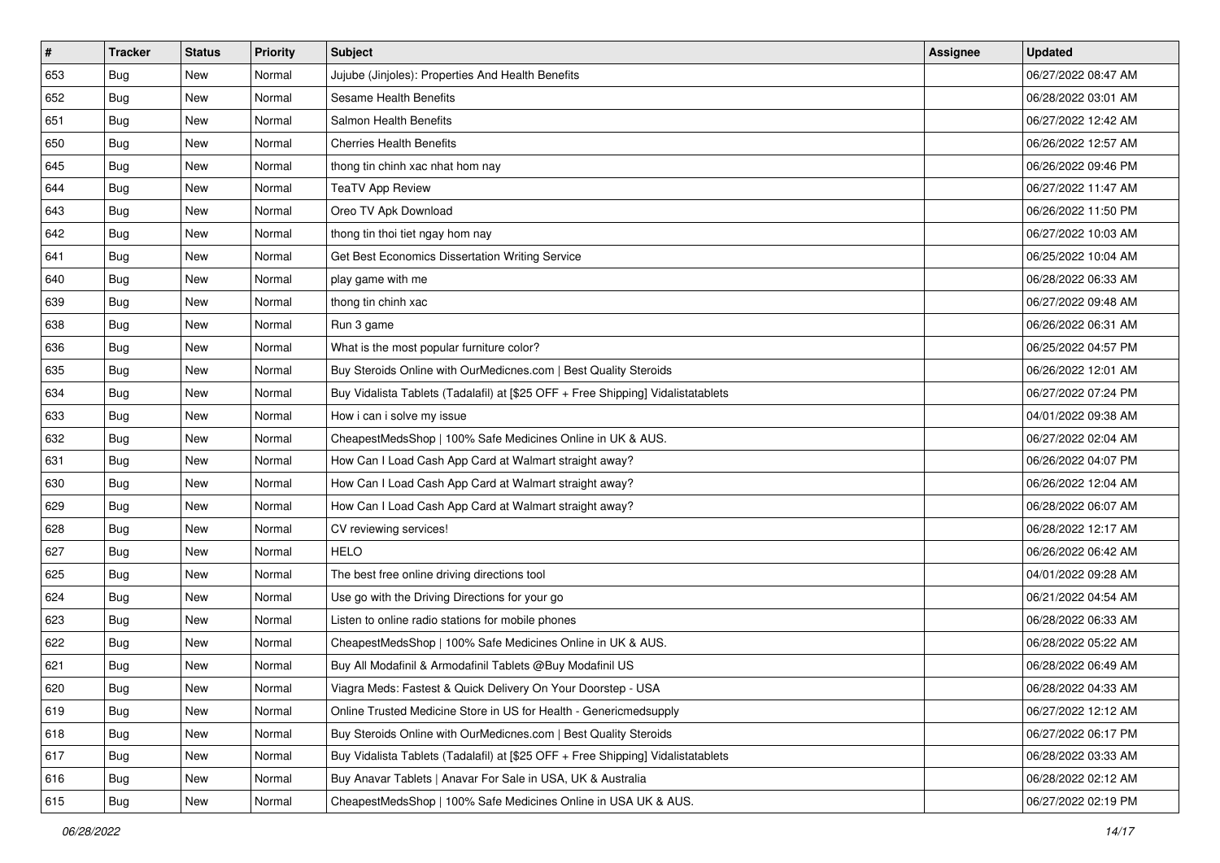| # | Tracker | Status | Priority | Subject | Assignee | Updated |
|---|---|---|---|---|---|---|
| 653 | Bug | New | Normal | Jujube (Jinjoles): Properties And Health Benefits | | 06/27/2022 08:47 AM |
| 652 | Bug | New | Normal | Sesame Health Benefits | | 06/28/2022 03:01 AM |
| 651 | Bug | New | Normal | Salmon Health Benefits | | 06/27/2022 12:42 AM |
| 650 | Bug | New | Normal | Cherries Health Benefits | | 06/26/2022 12:57 AM |
| 645 | Bug | New | Normal | thong tin chinh xac nhat hom nay | | 06/26/2022 09:46 PM |
| 644 | Bug | New | Normal | TeaTV App Review | | 06/27/2022 11:47 AM |
| 643 | Bug | New | Normal | Oreo TV Apk Download | | 06/26/2022 11:50 PM |
| 642 | Bug | New | Normal | thong tin thoi tiet ngay hom nay | | 06/27/2022 10:03 AM |
| 641 | Bug | New | Normal | Get Best Economics Dissertation Writing Service | | 06/25/2022 10:04 AM |
| 640 | Bug | New | Normal | play game with me | | 06/28/2022 06:33 AM |
| 639 | Bug | New | Normal | thong tin chinh xac | | 06/27/2022 09:48 AM |
| 638 | Bug | New | Normal | Run 3 game | | 06/26/2022 06:31 AM |
| 636 | Bug | New | Normal | What is the most popular furniture color? | | 06/25/2022 04:57 PM |
| 635 | Bug | New | Normal | Buy Steroids Online with OurMedicnes.com \| Best Quality Steroids | | 06/26/2022 12:01 AM |
| 634 | Bug | New | Normal | Buy Vidalista Tablets (Tadalafil) at [$25 OFF + Free Shipping] Vidalistatablets | | 06/27/2022 07:24 PM |
| 633 | Bug | New | Normal | How i can i solve my issue | | 04/01/2022 09:38 AM |
| 632 | Bug | New | Normal | CheapestMedsShop \| 100% Safe Medicines Online in UK & AUS. | | 06/27/2022 02:04 AM |
| 631 | Bug | New | Normal | How Can I Load Cash App Card at Walmart straight away? | | 06/26/2022 04:07 PM |
| 630 | Bug | New | Normal | How Can I Load Cash App Card at Walmart straight away? | | 06/26/2022 12:04 AM |
| 629 | Bug | New | Normal | How Can I Load Cash App Card at Walmart straight away? | | 06/28/2022 06:07 AM |
| 628 | Bug | New | Normal | CV reviewing services! | | 06/28/2022 12:17 AM |
| 627 | Bug | New | Normal | HELO | | 06/26/2022 06:42 AM |
| 625 | Bug | New | Normal | The best free online driving directions tool | | 04/01/2022 09:28 AM |
| 624 | Bug | New | Normal | Use go with the Driving Directions for your go | | 06/21/2022 04:54 AM |
| 623 | Bug | New | Normal | Listen to online radio stations for mobile phones | | 06/28/2022 06:33 AM |
| 622 | Bug | New | Normal | CheapestMedsShop \| 100% Safe Medicines Online in UK & AUS. | | 06/28/2022 05:22 AM |
| 621 | Bug | New | Normal | Buy All Modafinil & Armodafinil Tablets @Buy Modafinil US | | 06/28/2022 06:49 AM |
| 620 | Bug | New | Normal | Viagra Meds: Fastest & Quick Delivery On Your Doorstep - USA | | 06/28/2022 04:33 AM |
| 619 | Bug | New | Normal | Online Trusted Medicine Store in US for Health - Genericmedsupply | | 06/27/2022 12:12 AM |
| 618 | Bug | New | Normal | Buy Steroids Online with OurMedicnes.com \| Best Quality Steroids | | 06/27/2022 06:17 PM |
| 617 | Bug | New | Normal | Buy Vidalista Tablets (Tadalafil) at [$25 OFF + Free Shipping] Vidalistatablets | | 06/28/2022 03:33 AM |
| 616 | Bug | New | Normal | Buy Anavar Tablets \| Anavar For Sale in USA, UK & Australia | | 06/28/2022 02:12 AM |
| 615 | Bug | New | Normal | CheapestMedsShop \| 100% Safe Medicines Online in USA UK & AUS. | | 06/27/2022 02:19 PM |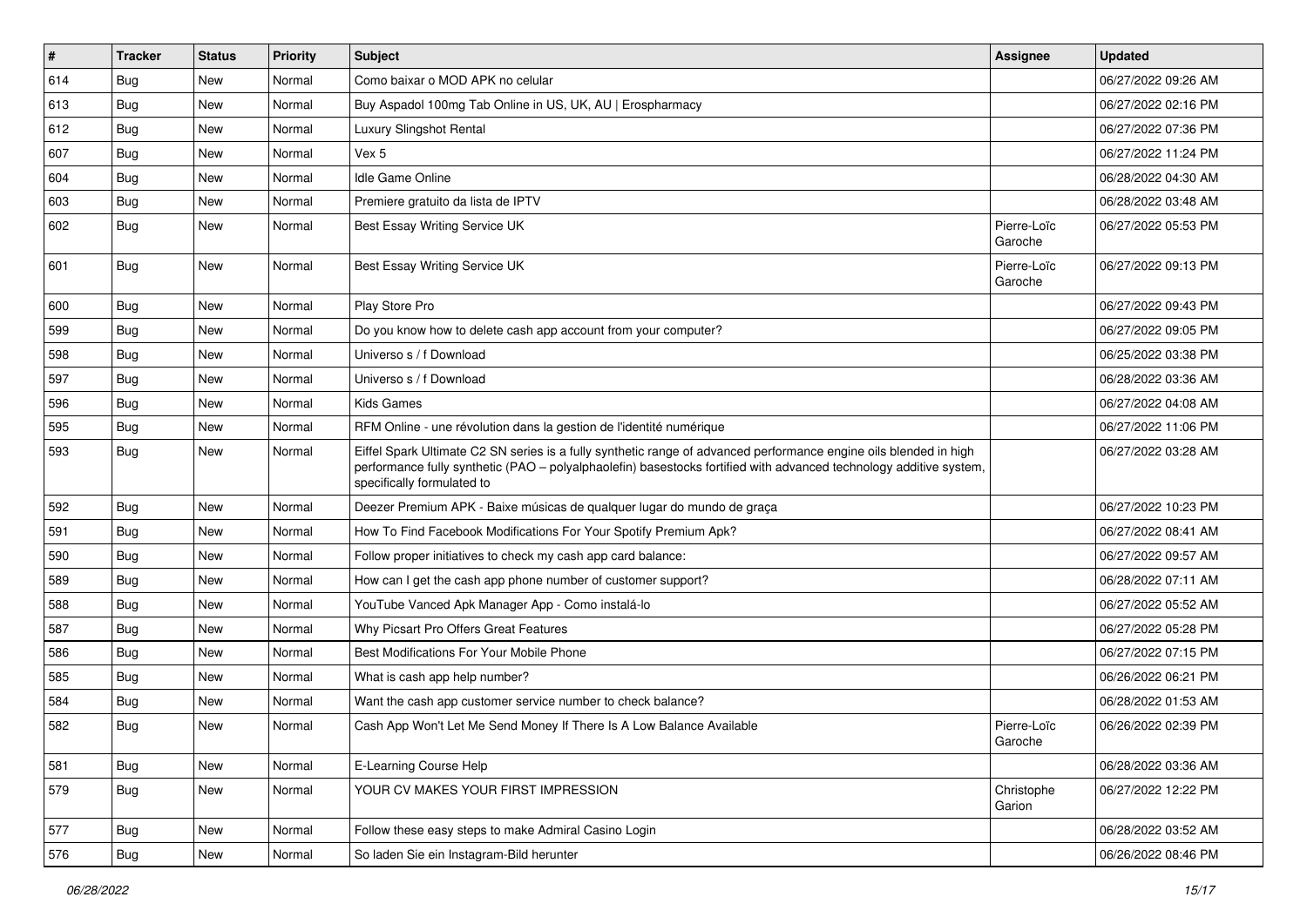| # | Tracker | Status | Priority | Subject | Assignee | Updated |
| --- | --- | --- | --- | --- | --- | --- |
| 614 | Bug | New | Normal | Como baixar o MOD APK no celular | | 06/27/2022 09:26 AM |
| 613 | Bug | New | Normal | Buy Aspadol 100mg Tab Online in US, UK, AU \| Erospharmacy | | 06/27/2022 02:16 PM |
| 612 | Bug | New | Normal | Luxury Slingshot Rental | | 06/27/2022 07:36 PM |
| 607 | Bug | New | Normal | Vex 5 | | 06/27/2022 11:24 PM |
| 604 | Bug | New | Normal | Idle Game Online | | 06/28/2022 04:30 AM |
| 603 | Bug | New | Normal | Premiere gratuito da lista de IPTV | | 06/28/2022 03:48 AM |
| 602 | Bug | New | Normal | Best Essay Writing Service UK | Pierre-Loïc Garoche | 06/27/2022 05:53 PM |
| 601 | Bug | New | Normal | Best Essay Writing Service UK | Pierre-Loïc Garoche | 06/27/2022 09:13 PM |
| 600 | Bug | New | Normal | Play Store Pro | | 06/27/2022 09:43 PM |
| 599 | Bug | New | Normal | Do you know how to delete cash app account from your computer? | | 06/27/2022 09:05 PM |
| 598 | Bug | New | Normal | Universo s / f Download | | 06/25/2022 03:38 PM |
| 597 | Bug | New | Normal | Universo s / f Download | | 06/28/2022 03:36 AM |
| 596 | Bug | New | Normal | Kids Games | | 06/27/2022 04:08 AM |
| 595 | Bug | New | Normal | RFM Online - une révolution dans la gestion de l'identité numérique | | 06/27/2022 11:06 PM |
| 593 | Bug | New | Normal | Eiffel Spark Ultimate C2 SN series is a fully synthetic range of advanced performance engine oils blended in high performance fully synthetic (PAO – polyalphaolefin) basestocks fortified with advanced technology additive system, specifically formulated to | | 06/27/2022 03:28 AM |
| 592 | Bug | New | Normal | Deezer Premium APK - Baixe músicas de qualquer lugar do mundo de graça | | 06/27/2022 10:23 PM |
| 591 | Bug | New | Normal | How To Find Facebook Modifications For Your Spotify Premium Apk? | | 06/27/2022 08:41 AM |
| 590 | Bug | New | Normal | Follow proper initiatives to check my cash app card balance: | | 06/27/2022 09:57 AM |
| 589 | Bug | New | Normal | How can I get the cash app phone number of customer support? | | 06/28/2022 07:11 AM |
| 588 | Bug | New | Normal | YouTube Vanced Apk Manager App - Como instalá-lo | | 06/27/2022 05:52 AM |
| 587 | Bug | New | Normal | Why Picsart Pro Offers Great Features | | 06/27/2022 05:28 PM |
| 586 | Bug | New | Normal | Best Modifications For Your Mobile Phone | | 06/27/2022 07:15 PM |
| 585 | Bug | New | Normal | What is cash app help number? | | 06/26/2022 06:21 PM |
| 584 | Bug | New | Normal | Want the cash app customer service number to check balance? | | 06/28/2022 01:53 AM |
| 582 | Bug | New | Normal | Cash App Won't Let Me Send Money If There Is A Low Balance Available | Pierre-Loïc Garoche | 06/26/2022 02:39 PM |
| 581 | Bug | New | Normal | E-Learning Course Help | | 06/28/2022 03:36 AM |
| 579 | Bug | New | Normal | YOUR CV MAKES YOUR FIRST IMPRESSION | Christophe Garion | 06/27/2022 12:22 PM |
| 577 | Bug | New | Normal | Follow these easy steps to make Admiral Casino Login | | 06/28/2022 03:52 AM |
| 576 | Bug | New | Normal | So laden Sie ein Instagram-Bild herunter | | 06/26/2022 08:46 PM |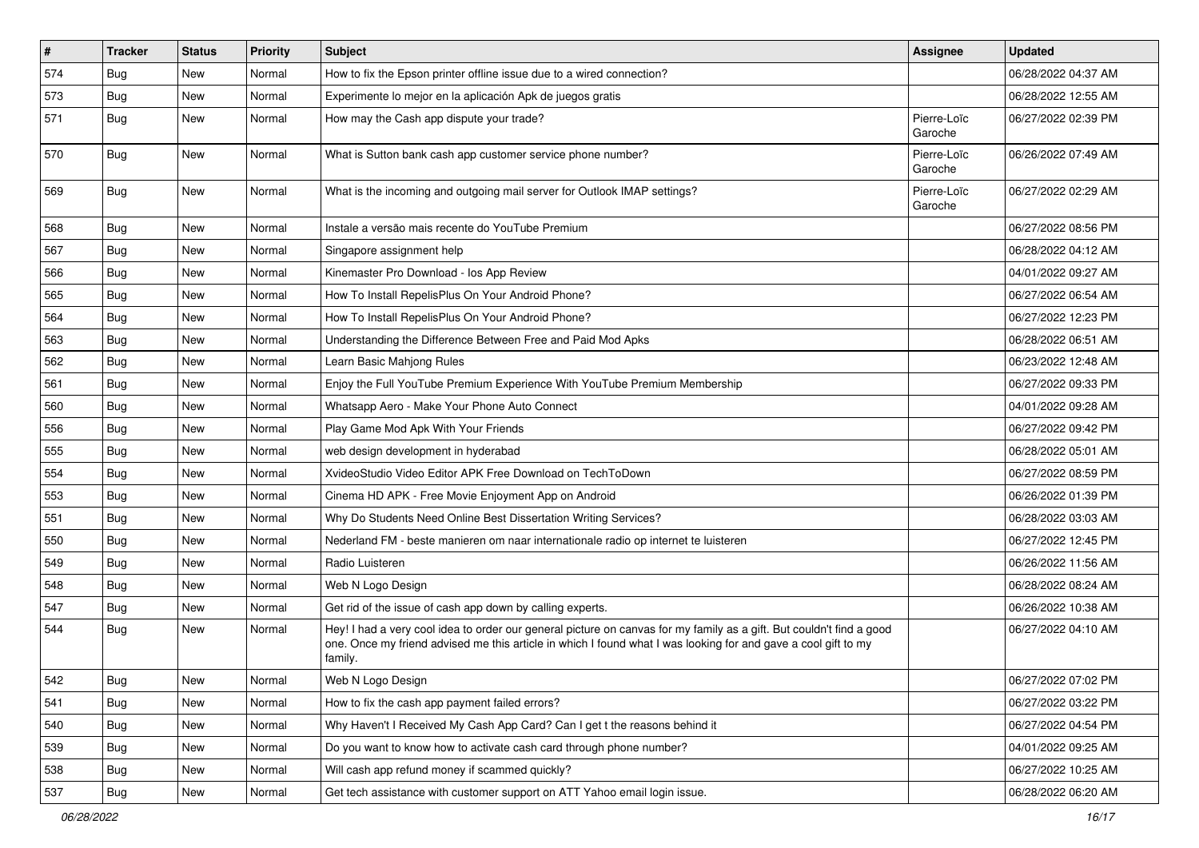| # | Tracker | Status | Priority | Subject | Assignee | Updated |
|---|---|---|---|---|---|---|
| 574 | Bug | New | Normal | How to fix the Epson printer offline issue due to a wired connection? | | 06/28/2022 04:37 AM |
| 573 | Bug | New | Normal | Experimente lo mejor en la aplicación Apk de juegos gratis | | 06/28/2022 12:55 AM |
| 571 | Bug | New | Normal | How may the Cash app dispute your trade? | Pierre-Loïc Garoche | 06/27/2022 02:39 PM |
| 570 | Bug | New | Normal | What is Sutton bank cash app customer service phone number? | Pierre-Loïc Garoche | 06/26/2022 07:49 AM |
| 569 | Bug | New | Normal | What is the incoming and outgoing mail server for Outlook IMAP settings? | Pierre-Loïc Garoche | 06/27/2022 02:29 AM |
| 568 | Bug | New | Normal | Instale a versão mais recente do YouTube Premium | | 06/27/2022 08:56 PM |
| 567 | Bug | New | Normal | Singapore assignment help | | 06/28/2022 04:12 AM |
| 566 | Bug | New | Normal | Kinemaster Pro Download - Ios App Review | | 04/01/2022 09:27 AM |
| 565 | Bug | New | Normal | How To Install RepelisPlus On Your Android Phone? | | 06/27/2022 06:54 AM |
| 564 | Bug | New | Normal | How To Install RepelisPlus On Your Android Phone? | | 06/27/2022 12:23 PM |
| 563 | Bug | New | Normal | Understanding the Difference Between Free and Paid Mod Apks | | 06/28/2022 06:51 AM |
| 562 | Bug | New | Normal | Learn Basic Mahjong Rules | | 06/23/2022 12:48 AM |
| 561 | Bug | New | Normal | Enjoy the Full YouTube Premium Experience With YouTube Premium Membership | | 06/27/2022 09:33 PM |
| 560 | Bug | New | Normal | Whatsapp Aero - Make Your Phone Auto Connect | | 04/01/2022 09:28 AM |
| 556 | Bug | New | Normal | Play Game Mod Apk With Your Friends | | 06/27/2022 09:42 PM |
| 555 | Bug | New | Normal | web design development in hyderabad | | 06/28/2022 05:01 AM |
| 554 | Bug | New | Normal | XvideoStudio Video Editor APK Free Download on TechToDown | | 06/27/2022 08:59 PM |
| 553 | Bug | New | Normal | Cinema HD APK - Free Movie Enjoyment App on Android | | 06/26/2022 01:39 PM |
| 551 | Bug | New | Normal | Why Do Students Need Online Best Dissertation Writing Services? | | 06/28/2022 03:03 AM |
| 550 | Bug | New | Normal | Nederland FM - beste manieren om naar internationale radio op internet te luisteren | | 06/27/2022 12:45 PM |
| 549 | Bug | New | Normal | Radio Luisteren | | 06/26/2022 11:56 AM |
| 548 | Bug | New | Normal | Web N Logo Design | | 06/28/2022 08:24 AM |
| 547 | Bug | New | Normal | Get rid of the issue of cash app down by calling experts. | | 06/26/2022 10:38 AM |
| 544 | Bug | New | Normal | Hey! I had a very cool idea to order our general picture on canvas for my family as a gift. But couldn't find a good one. Once my friend advised me this article in which I found what I was looking for and gave a cool gift to my family. | | 06/27/2022 04:10 AM |
| 542 | Bug | New | Normal | Web N Logo Design | | 06/27/2022 07:02 PM |
| 541 | Bug | New | Normal | How to fix the cash app payment failed errors? | | 06/27/2022 03:22 PM |
| 540 | Bug | New | Normal | Why Haven't I Received My Cash App Card? Can I get t the reasons behind it | | 06/27/2022 04:54 PM |
| 539 | Bug | New | Normal | Do you want to know how to activate cash card through phone number? | | 04/01/2022 09:25 AM |
| 538 | Bug | New | Normal | Will cash app refund money if scammed quickly? | | 06/27/2022 10:25 AM |
| 537 | Bug | New | Normal | Get tech assistance with customer support on ATT Yahoo email login issue. | | 06/28/2022 06:20 AM |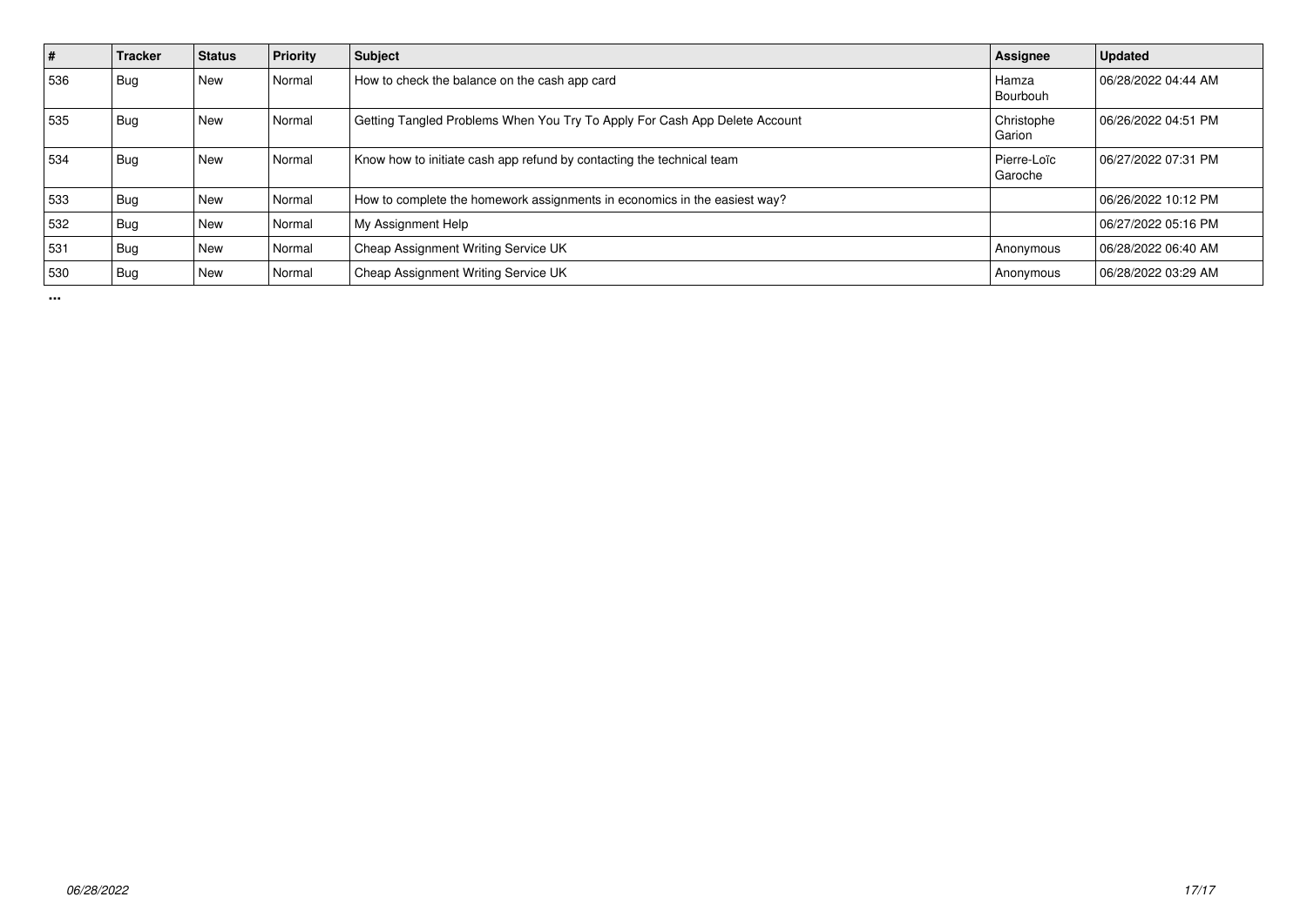| # | Tracker | Status | Priority | Subject | Assignee | Updated |
|---|---|---|---|---|---|---|
| 536 | Bug | New | Normal | How to check the balance on the cash app card | Hamza Bourbouh | 06/28/2022 04:44 AM |
| 535 | Bug | New | Normal | Getting Tangled Problems When You Try To Apply For Cash App Delete Account | Christophe Garion | 06/26/2022 04:51 PM |
| 534 | Bug | New | Normal | Know how to initiate cash app refund by contacting the technical team | Pierre-Loïc Garoche | 06/27/2022 07:31 PM |
| 533 | Bug | New | Normal | How to complete the homework assignments in economics in the easiest way? | | 06/26/2022 10:12 PM |
| 532 | Bug | New | Normal | My Assignment Help | | 06/27/2022 05:16 PM |
| 531 | Bug | New | Normal | Cheap Assignment Writing Service UK | Anonymous | 06/28/2022 06:40 AM |
| 530 | Bug | New | Normal | Cheap Assignment Writing Service UK | Anonymous | 06/28/2022 03:29 AM |

...